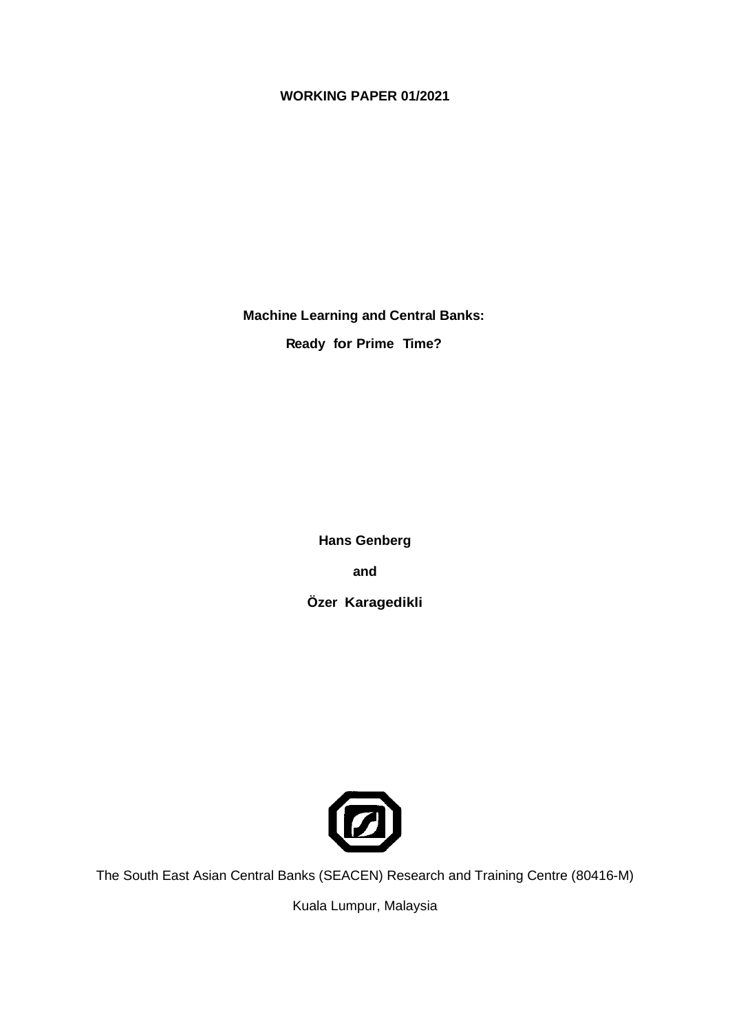**WORKING PAPER 01/2021**

# Machine Learning and Central Banks: Ready for Prime Time?

**Hans Genberg**

**and**

**Özer Karagedikli**

The South East Asian Central Banks (SEACEN) Research and Training Centre (80416-M)

Kuala Lumpur, Malaysia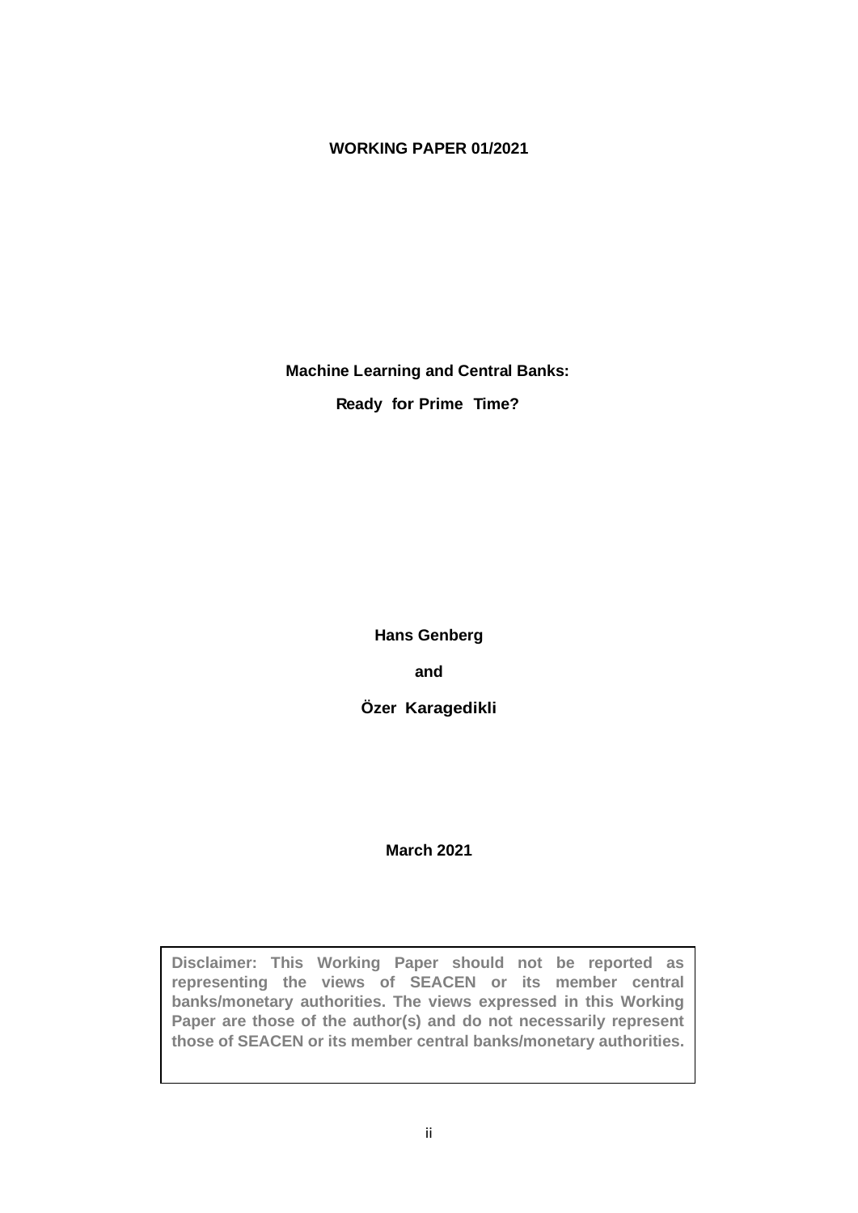**WORKING PAPER 01/2021**

# Machine Learning and Central Banks:

# Ready for Prime Time?

**Hans Genberg**

**and**

**Özer Karagedikli**

**March 2021**

**Disclaimer: This Working Paper should not be reported as representing the views of SEACEN or its member central banks/monetary authorities. The views expressed in this Working Paper are those of the author(s) and do not necessarily represent those of SEACEN or its member central banks/monetary authorities.**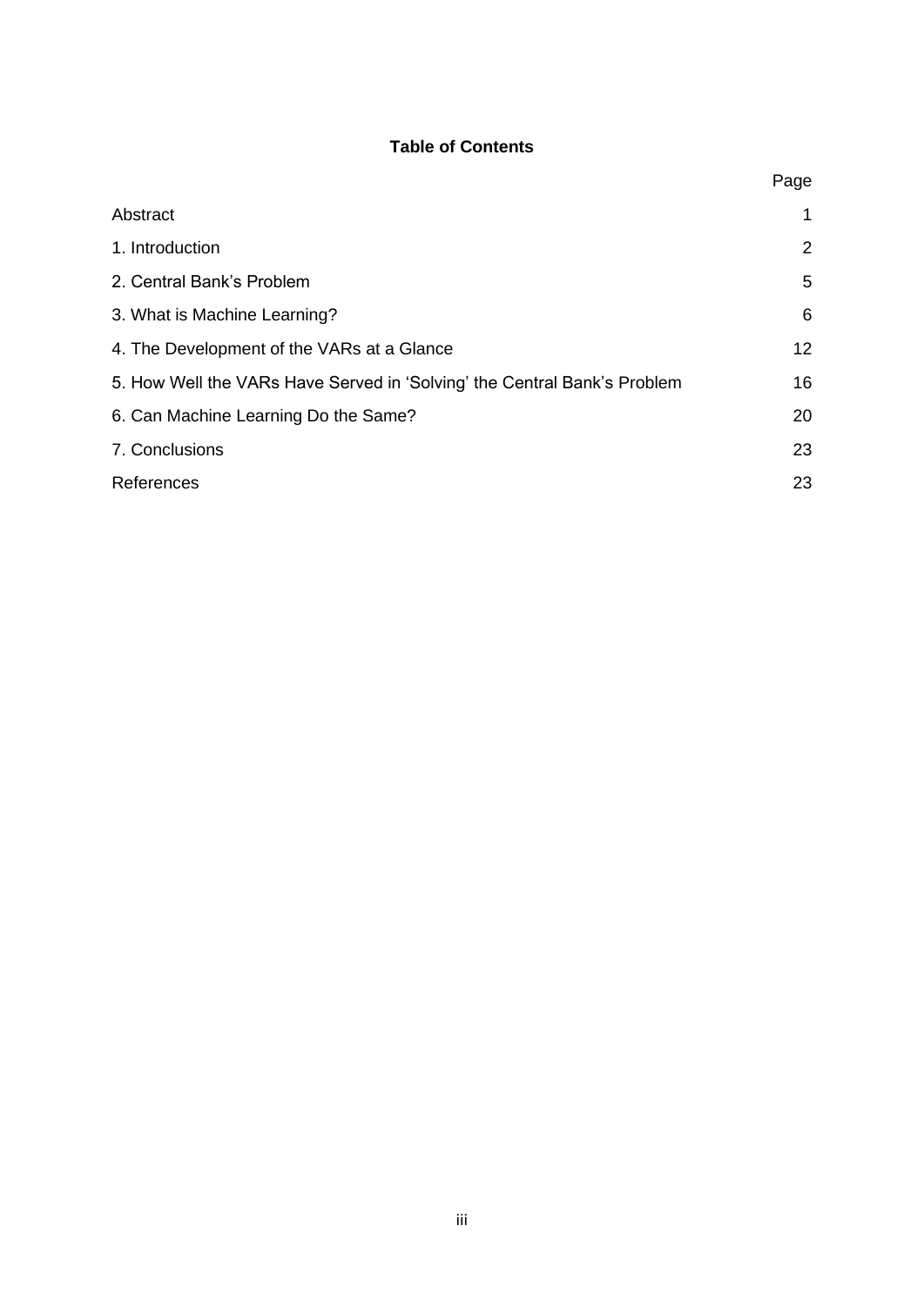**Table of Contents**

| | Page |
|---|---|
| Abstract | 1 |
| 1. Introduction | 2 |
| 2. Central Bank's Problem | 5 |
| 3. What is Machine Learning? | 6 |
| 4. The Development of the VARs at a Glance | 12 |
| 5. How Well the VARs Have Served in 'Solving' the Central Bank's Problem | 16 |
| 6. Can Machine Learning Do the Same? | 20 |
| 7. Conclusions | 23 |
| References | 23 |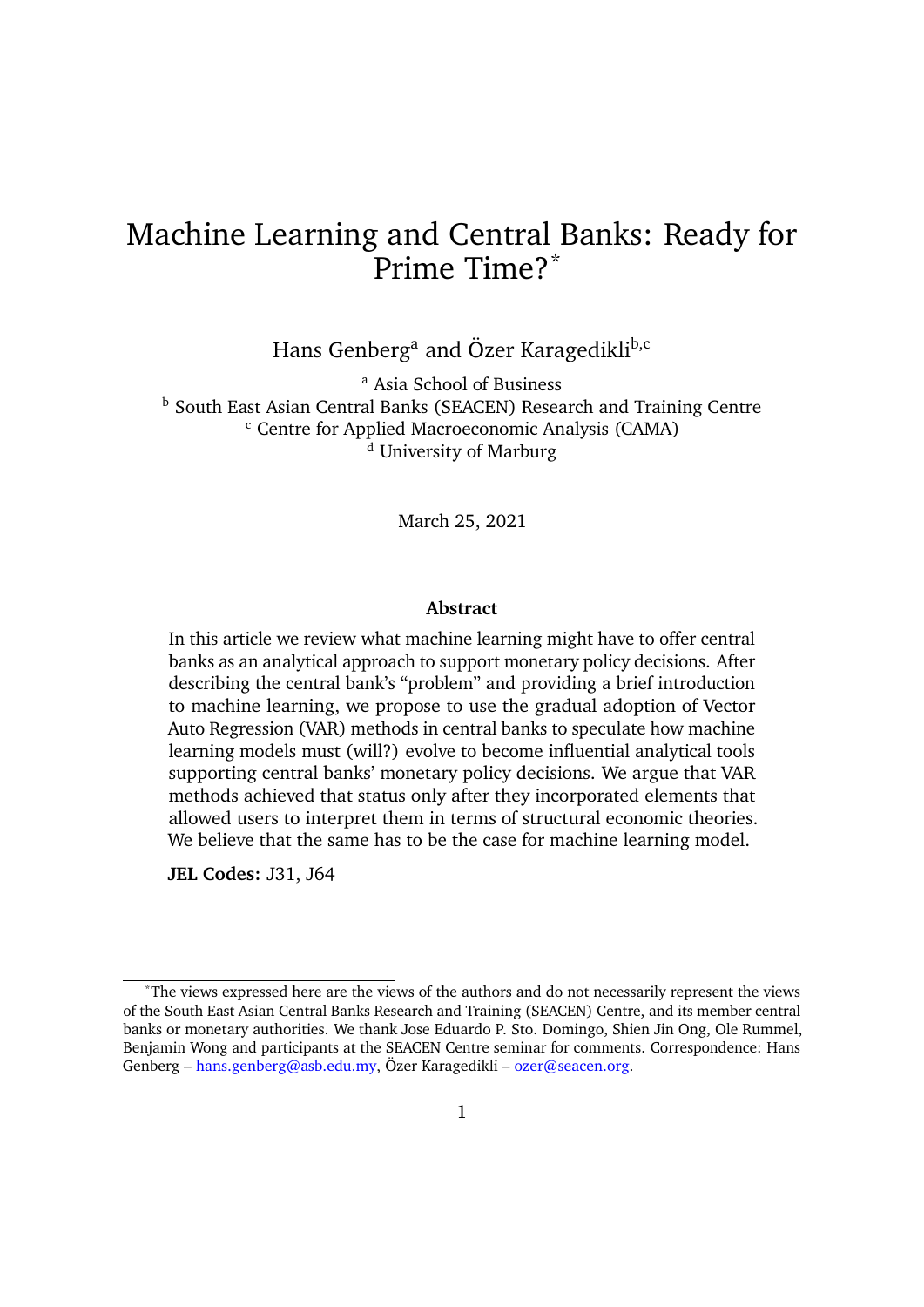# Machine Learning and Central Banks: Ready for Prime Time?*

Hans Genberg[a] and Özer Karagedikli[b,c]

[a] Asia School of Business
[b] South East Asian Central Banks (SEACEN) Research and Training Centre
[c] Centre for Applied Macroeconomic Analysis (CAMA)
[d] University of Marburg

March 25, 2021

**Abstract**

In this article we review what machine learning might have to offer central banks as an analytical approach to support monetary policy decisions. After describing the central bank's "problem" and providing a brief introduction to machine learning, we propose to use the gradual adoption of Vector Auto Regression (VAR) methods in central banks to speculate how machine learning models must (will?) evolve to become influential analytical tools supporting central banks' monetary policy decisions. We argue that VAR methods achieved that status only after they incorporated elements that allowed users to interpret them in terms of structural economic theories. We believe that the same has to be the case for machine learning model.

**JEL Codes:** J31, J64

*The views expressed here are the views of the authors and do not necessarily represent the views of the South East Asian Central Banks Research and Training (SEACEN) Centre, and its member central banks or monetary authorities. We thank Jose Eduardo P. Sto. Domingo, Shien Jin Ong, Ole Rummel, Benjamin Wong and participants at the SEACEN Centre seminar for comments. Correspondence: Hans Genberg – hans.genberg@asb.edu.my, Özer Karagedikli – ozer@seacen.org.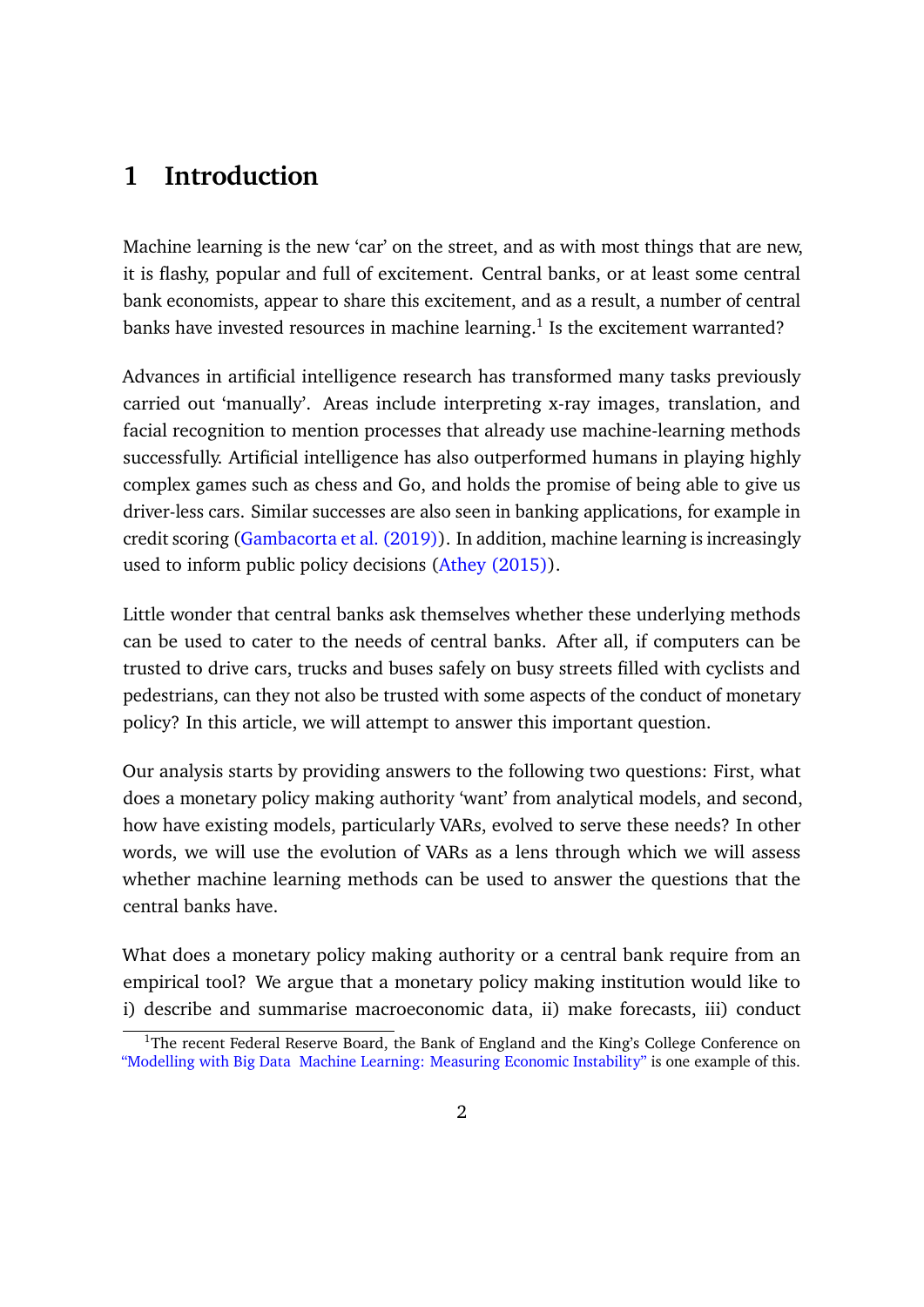# 1 Introduction

Machine learning is the new 'car' on the street, and as with most things that are new, it is flashy, popular and full of excitement. Central banks, or at least some central bank economists, appear to share this excitement, and as a result, a number of central banks have invested resources in machine learning.[1] Is the excitement warranted?

Advances in artificial intelligence research has transformed many tasks previously carried out 'manually'. Areas include interpreting x-ray images, translation, and facial recognition to mention processes that already use machine-learning methods successfully. Artificial intelligence has also outperformed humans in playing highly complex games such as chess and Go, and holds the promise of being able to give us driver-less cars. Similar successes are also seen in banking applications, for example in credit scoring (Gambacorta et al. (2019)). In addition, machine learning is increasingly used to inform public policy decisions (Athey (2015)).

Little wonder that central banks ask themselves whether these underlying methods can be used to cater to the needs of central banks. After all, if computers can be trusted to drive cars, trucks and buses safely on busy streets filled with cyclists and pedestrians, can they not also be trusted with some aspects of the conduct of monetary policy? In this article, we will attempt to answer this important question.

Our analysis starts by providing answers to the following two questions: First, what does a monetary policy making authority 'want' from analytical models, and second, how have existing models, particularly VARs, evolved to serve these needs? In other words, we will use the evolution of VARs as a lens through which we will assess whether machine learning methods can be used to answer the questions that the central banks have.

What does a monetary policy making authority or a central bank require from an empirical tool? We argue that a monetary policy making institution would like to i) describe and summarise macroeconomic data, ii) make forecasts, iii) conduct

[1] The recent Federal Reserve Board, the Bank of England and the King's College Conference on "Modelling with Big Data Machine Learning: Measuring Economic Instability" is one example of this.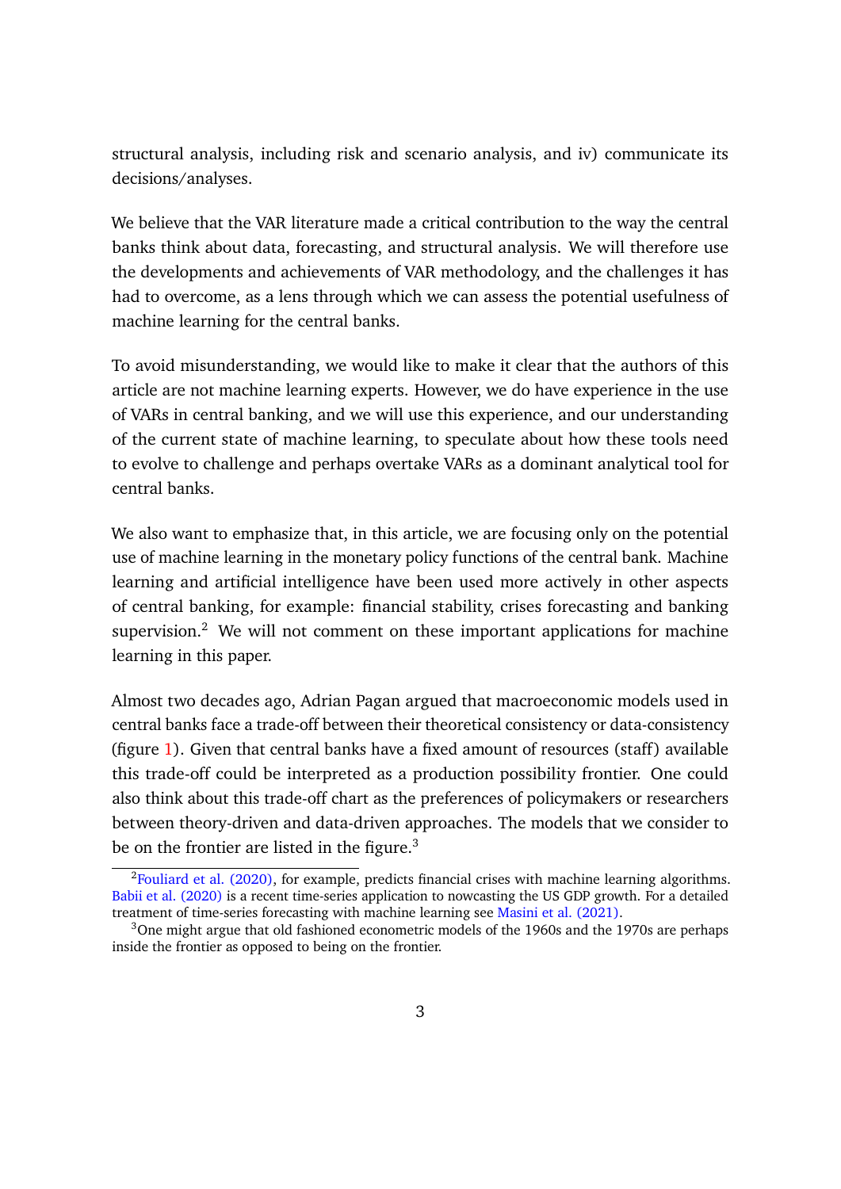structural analysis, including risk and scenario analysis, and iv) communicate its decisions/analyses.

We believe that the VAR literature made a critical contribution to the way the central banks think about data, forecasting, and structural analysis. We will therefore use the developments and achievements of VAR methodology, and the challenges it has had to overcome, as a lens through which we can assess the potential usefulness of machine learning for the central banks.

To avoid misunderstanding, we would like to make it clear that the authors of this article are not machine learning experts. However, we do have experience in the use of VARs in central banking, and we will use this experience, and our understanding of the current state of machine learning, to speculate about how these tools need to evolve to challenge and perhaps overtake VARs as a dominant analytical tool for central banks.

We also want to emphasize that, in this article, we are focusing only on the potential use of machine learning in the monetary policy functions of the central bank. Machine learning and artificial intelligence have been used more actively in other aspects of central banking, for example: financial stability, crises forecasting and banking supervision.[2] We will not comment on these important applications for machine learning in this paper.

Almost two decades ago, Adrian Pagan argued that macroeconomic models used in central banks face a trade-off between their theoretical consistency or data-consistency (figure 1). Given that central banks have a fixed amount of resources (staff) available this trade-off could be interpreted as a production possibility frontier. One could also think about this trade-off chart as the preferences of policymakers or researchers between theory-driven and data-driven approaches. The models that we consider to be on the frontier are listed in the figure.[3]

---

[2] Fouliard et al. (2020), for example, predicts financial crises with machine learning algorithms. Babii et al. (2020) is a recent time-series application to nowcasting the US GDP growth. For a detailed treatment of time-series forecasting with machine learning see Masini et al. (2021).

[3] One might argue that old fashioned econometric models of the 1960s and the 1970s are perhaps inside the frontier as opposed to being on the frontier.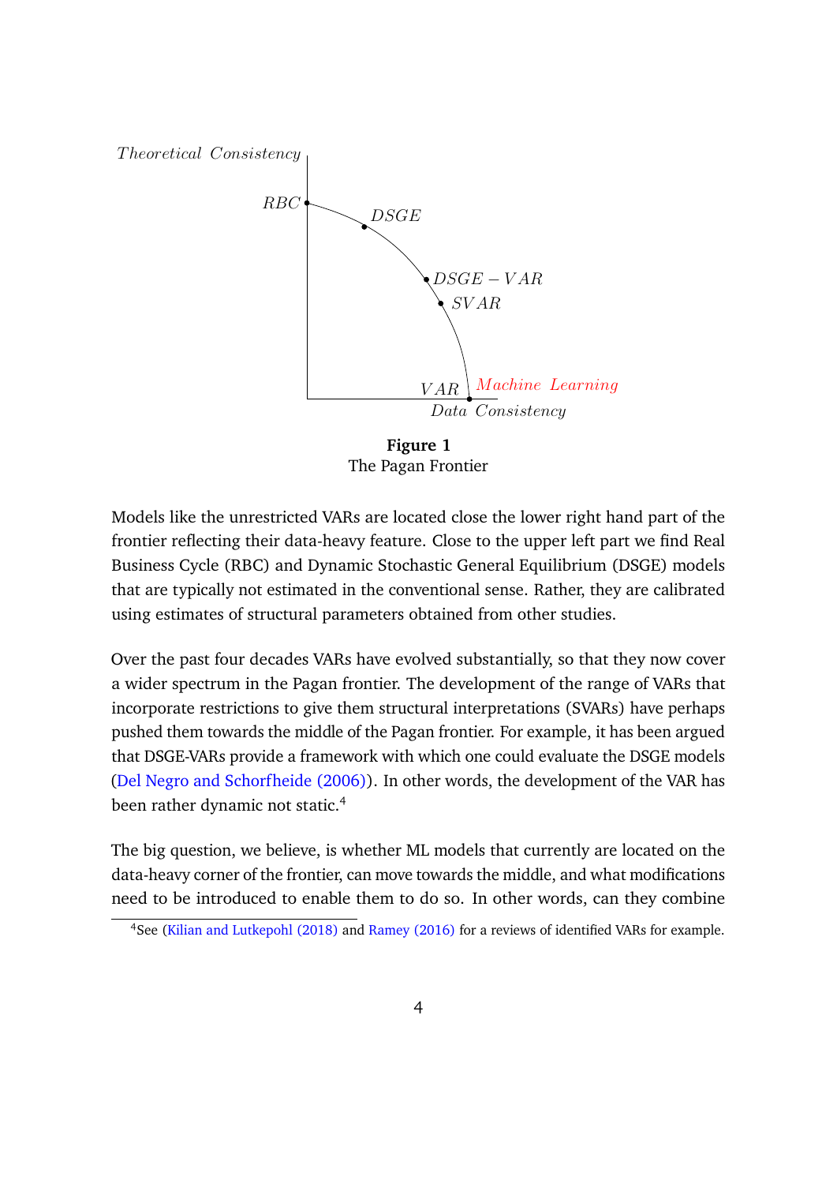Theoretical Consistency

RBC

DSGE

DSGE − VAR

SVAR

VAR

Machine Learning

Data Consistency

**Figure 1**
The Pagan Frontier

Models like the unrestricted VARs are located close the lower right hand part of the frontier reflecting their data-heavy feature. Close to the upper left part we find Real Business Cycle (RBC) and Dynamic Stochastic General Equilibrium (DSGE) models that are typically not estimated in the conventional sense. Rather, they are calibrated using estimates of structural parameters obtained from other studies.

Over the past four decades VARs have evolved substantially, so that they now cover a wider spectrum in the Pagan frontier. The development of the range of VARs that incorporate restrictions to give them structural interpretations (SVARs) have perhaps pushed them towards the middle of the Pagan frontier. For example, it has been argued that DSGE-VARs provide a framework with which one could evaluate the DSGE models (Del Negro and Schorfheide (2006)). In other words, the development of the VAR has been rather dynamic not static.[4]

The big question, we believe, is whether ML models that currently are located on the data-heavy corner of the frontier, can move towards the middle, and what modifications need to be introduced to enable them to do so. In other words, can they combine

[4] See (Kilian and Lutkepohl (2018) and Ramey (2016) for a reviews of identified VARs for example.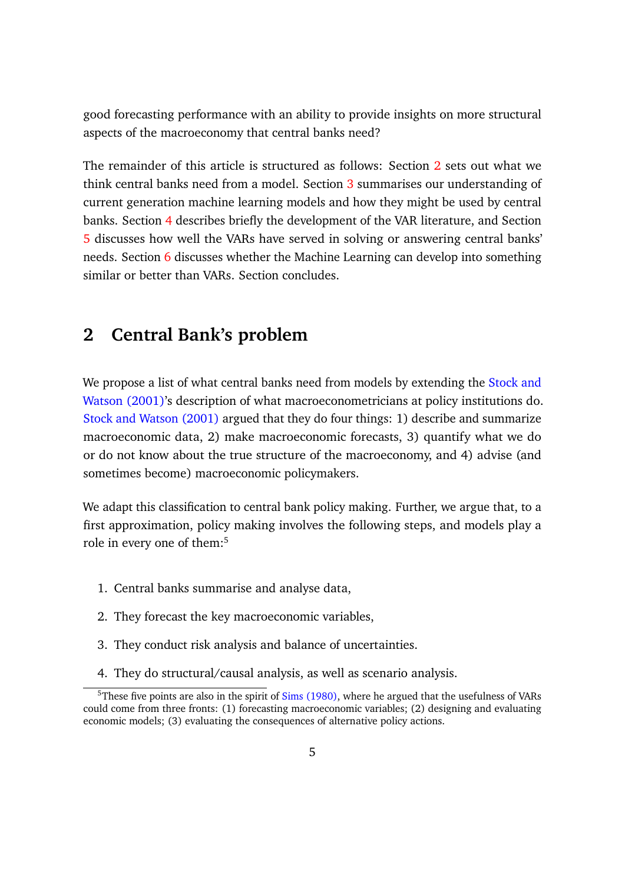good forecasting performance with an ability to provide insights on more structural aspects of the macroeconomy that central banks need?

The remainder of this article is structured as follows: Section 2 sets out what we think central banks need from a model. Section 3 summarises our understanding of current generation machine learning models and how they might be used by central banks. Section 4 describes briefly the development of the VAR literature, and Section 5 discusses how well the VARs have served in solving or answering central banks' needs. Section 6 discusses whether the Machine Learning can develop into something similar or better than VARs. Section concludes.

## 2 Central Bank's problem

We propose a list of what central banks need from models by extending the Stock and Watson (2001)'s description of what macroeconometricians at policy institutions do. Stock and Watson (2001) argued that they do four things: 1) describe and summarize macroeconomic data, 2) make macroeconomic forecasts, 3) quantify what we do or do not know about the true structure of the macroeconomy, and 4) advise (and sometimes become) macroeconomic policymakers.

We adapt this classification to central bank policy making. Further, we argue that, to a first approximation, policy making involves the following steps, and models play a role in every one of them:[5]

1. Central banks summarise and analyse data,
2. They forecast the key macroeconomic variables,
3. They conduct risk analysis and balance of uncertainties.
4. They do structural/causal analysis, as well as scenario analysis.

[5]These five points are also in the spirit of Sims (1980), where he argued that the usefulness of VARs could come from three fronts: (1) forecasting macroeconomic variables; (2) designing and evaluating economic models; (3) evaluating the consequences of alternative policy actions.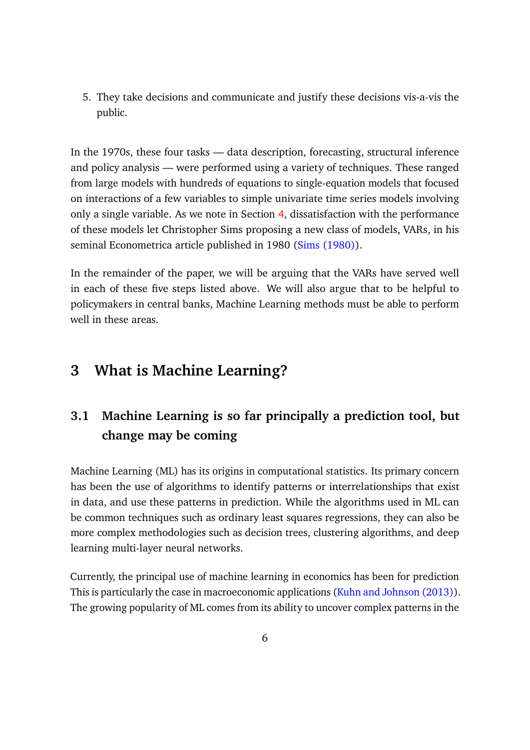5. They take decisions and communicate and justify these decisions vis-a-vis the public.

In the 1970s, these four tasks — data description, forecasting, structural inference and policy analysis — were performed using a variety of techniques. These ranged from large models with hundreds of equations to single-equation models that focused on interactions of a few variables to simple univariate time series models involving only a single variable. As we note in Section 4, dissatisfaction with the performance of these models let Christopher Sims proposing a new class of models, VARs, in his seminal Econometrica article published in 1980 (Sims (1980)).

In the remainder of the paper, we will be arguing that the VARs have served well in each of these five steps listed above. We will also argue that to be helpful to policymakers in central banks, Machine Learning methods must be able to perform well in these areas.

## 3 What is Machine Learning?

### 3.1 Machine Learning is so far principally a prediction tool, but change may be coming

Machine Learning (ML) has its origins in computational statistics. Its primary concern has been the use of algorithms to identify patterns or interrelationships that exist in data, and use these patterns in prediction. While the algorithms used in ML can be common techniques such as ordinary least squares regressions, they can also be more complex methodologies such as decision trees, clustering algorithms, and deep learning multi-layer neural networks.

Currently, the principal use of machine learning in economics has been for prediction This is particularly the case in macroeconomic applications (Kuhn and Johnson (2013)). The growing popularity of ML comes from its ability to uncover complex patterns in the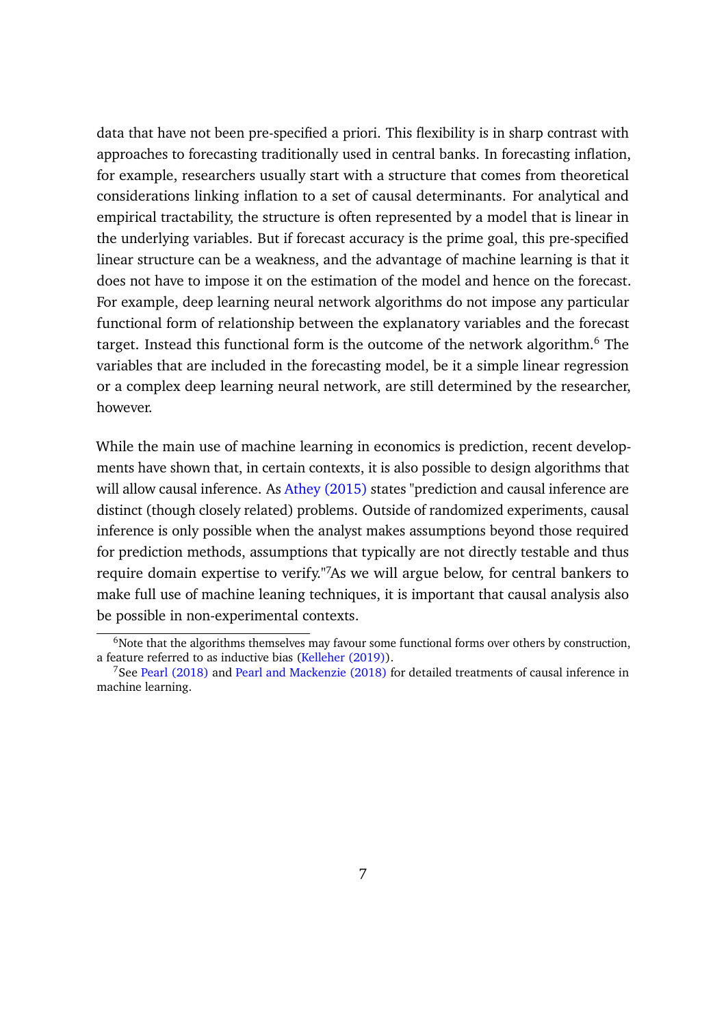data that have not been pre-specified a priori. This flexibility is in sharp contrast with approaches to forecasting traditionally used in central banks. In forecasting inflation, for example, researchers usually start with a structure that comes from theoretical considerations linking inflation to a set of causal determinants. For analytical and empirical tractability, the structure is often represented by a model that is linear in the underlying variables. But if forecast accuracy is the prime goal, this pre-specified linear structure can be a weakness, and the advantage of machine learning is that it does not have to impose it on the estimation of the model and hence on the forecast. For example, deep learning neural network algorithms do not impose any particular functional form of relationship between the explanatory variables and the forecast target. Instead this functional form is the outcome of the network algorithm.[6] The variables that are included in the forecasting model, be it a simple linear regression or a complex deep learning neural network, are still determined by the researcher, however.

While the main use of machine learning in economics is prediction, recent developments have shown that, in certain contexts, it is also possible to design algorithms that will allow causal inference. As Athey (2015) states "prediction and causal inference are distinct (though closely related) problems. Outside of randomized experiments, causal inference is only possible when the analyst makes assumptions beyond those required for prediction methods, assumptions that typically are not directly testable and thus require domain expertise to verify."[7]As we will argue below, for central bankers to make full use of machine leaning techniques, it is important that causal analysis also be possible in non-experimental contexts.

[6]Note that the algorithms themselves may favour some functional forms over others by construction, a feature referred to as inductive bias (Kelleher (2019)).

[7]See Pearl (2018) and Pearl and Mackenzie (2018) for detailed treatments of causal inference in machine learning.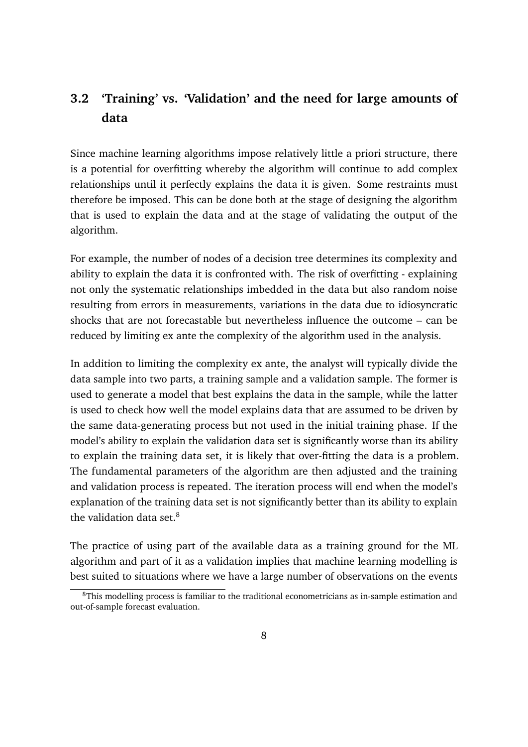### 3.2 'Training' vs. 'Validation' and the need for large amounts of data

Since machine learning algorithms impose relatively little a priori structure, there is a potential for overfitting whereby the algorithm will continue to add complex relationships until it perfectly explains the data it is given. Some restraints must therefore be imposed. This can be done both at the stage of designing the algorithm that is used to explain the data and at the stage of validating the output of the algorithm.

For example, the number of nodes of a decision tree determines its complexity and ability to explain the data it is confronted with. The risk of overfitting - explaining not only the systematic relationships imbedded in the data but also random noise resulting from errors in measurements, variations in the data due to idiosyncratic shocks that are not forecastable but nevertheless influence the outcome – can be reduced by limiting ex ante the complexity of the algorithm used in the analysis.

In addition to limiting the complexity ex ante, the analyst will typically divide the data sample into two parts, a training sample and a validation sample. The former is used to generate a model that best explains the data in the sample, while the latter is used to check how well the model explains data that are assumed to be driven by the same data-generating process but not used in the initial training phase. If the model's ability to explain the validation data set is significantly worse than its ability to explain the training data set, it is likely that over-fitting the data is a problem. The fundamental parameters of the algorithm are then adjusted and the training and validation process is repeated. The iteration process will end when the model's explanation of the training data set is not significantly better than its ability to explain the validation data set.[8]

The practice of using part of the available data as a training ground for the ML algorithm and part of it as a validation implies that machine learning modelling is best suited to situations where we have a large number of observations on the events

[8] This modelling process is familiar to the traditional econometricians as in-sample estimation and out-of-sample forecast evaluation.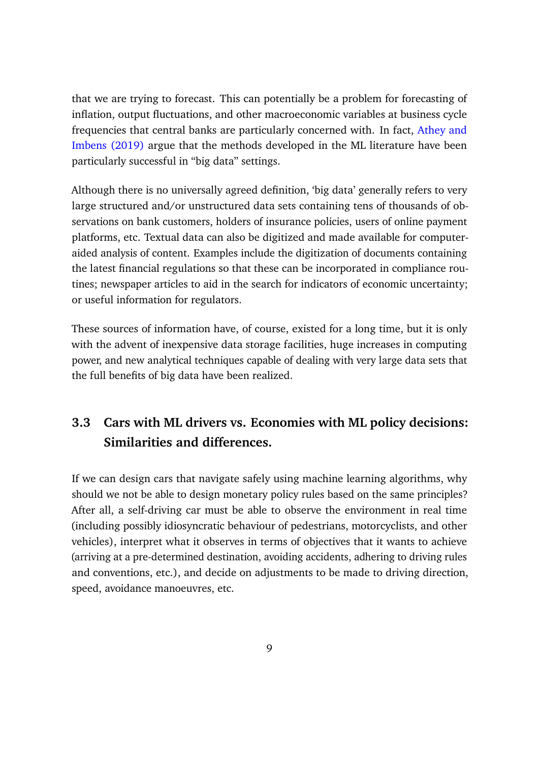that we are trying to forecast. This can potentially be a problem for forecasting of inflation, output fluctuations, and other macroeconomic variables at business cycle frequencies that central banks are particularly concerned with. In fact, Athey and Imbens (2019) argue that the methods developed in the ML literature have been particularly successful in "big data" settings.

Although there is no universally agreed definition, 'big data' generally refers to very large structured and/or unstructured data sets containing tens of thousands of observations on bank customers, holders of insurance policies, users of online payment platforms, etc. Textual data can also be digitized and made available for computer-aided analysis of content. Examples include the digitization of documents containing the latest financial regulations so that these can be incorporated in compliance routines; newspaper articles to aid in the search for indicators of economic uncertainty; or useful information for regulators.

These sources of information have, of course, existed for a long time, but it is only with the advent of inexpensive data storage facilities, huge increases in computing power, and new analytical techniques capable of dealing with very large data sets that the full benefits of big data have been realized.

### 3.3 Cars with ML drivers vs. Economies with ML policy decisions: Similarities and differences.

If we can design cars that navigate safely using machine learning algorithms, why should we not be able to design monetary policy rules based on the same principles? After all, a self-driving car must be able to observe the environment in real time (including possibly idiosyncratic behaviour of pedestrians, motorcyclists, and other vehicles), interpret what it observes in terms of objectives that it wants to achieve (arriving at a pre-determined destination, avoiding accidents, adhering to driving rules and conventions, etc.), and decide on adjustments to be made to driving direction, speed, avoidance manoeuvres, etc.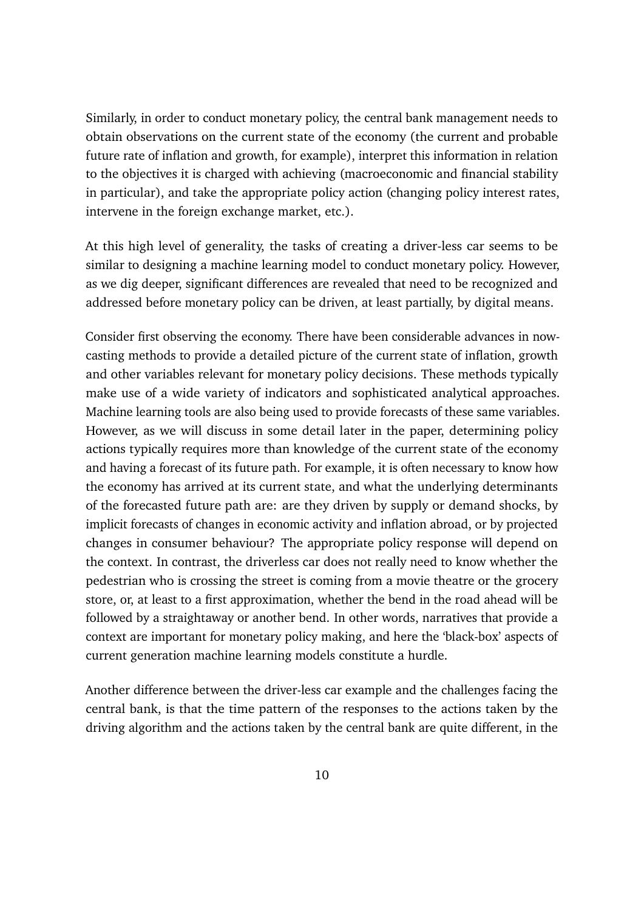Similarly, in order to conduct monetary policy, the central bank management needs to obtain observations on the current state of the economy (the current and probable future rate of inflation and growth, for example), interpret this information in relation to the objectives it is charged with achieving (macroeconomic and financial stability in particular), and take the appropriate policy action (changing policy interest rates, intervene in the foreign exchange market, etc.).

At this high level of generality, the tasks of creating a driver-less car seems to be similar to designing a machine learning model to conduct monetary policy. However, as we dig deeper, significant differences are revealed that need to be recognized and addressed before monetary policy can be driven, at least partially, by digital means.

Consider first observing the economy. There have been considerable advances in now-casting methods to provide a detailed picture of the current state of inflation, growth and other variables relevant for monetary policy decisions. These methods typically make use of a wide variety of indicators and sophisticated analytical approaches. Machine learning tools are also being used to provide forecasts of these same variables. However, as we will discuss in some detail later in the paper, determining policy actions typically requires more than knowledge of the current state of the economy and having a forecast of its future path. For example, it is often necessary to know how the economy has arrived at its current state, and what the underlying determinants of the forecasted future path are: are they driven by supply or demand shocks, by implicit forecasts of changes in economic activity and inflation abroad, or by projected changes in consumer behaviour? The appropriate policy response will depend on the context. In contrast, the driverless car does not really need to know whether the pedestrian who is crossing the street is coming from a movie theatre or the grocery store, or, at least to a first approximation, whether the bend in the road ahead will be followed by a straightaway or another bend. In other words, narratives that provide a context are important for monetary policy making, and here the 'black-box' aspects of current generation machine learning models constitute a hurdle.

Another difference between the driver-less car example and the challenges facing the central bank, is that the time pattern of the responses to the actions taken by the driving algorithm and the actions taken by the central bank are quite different, in the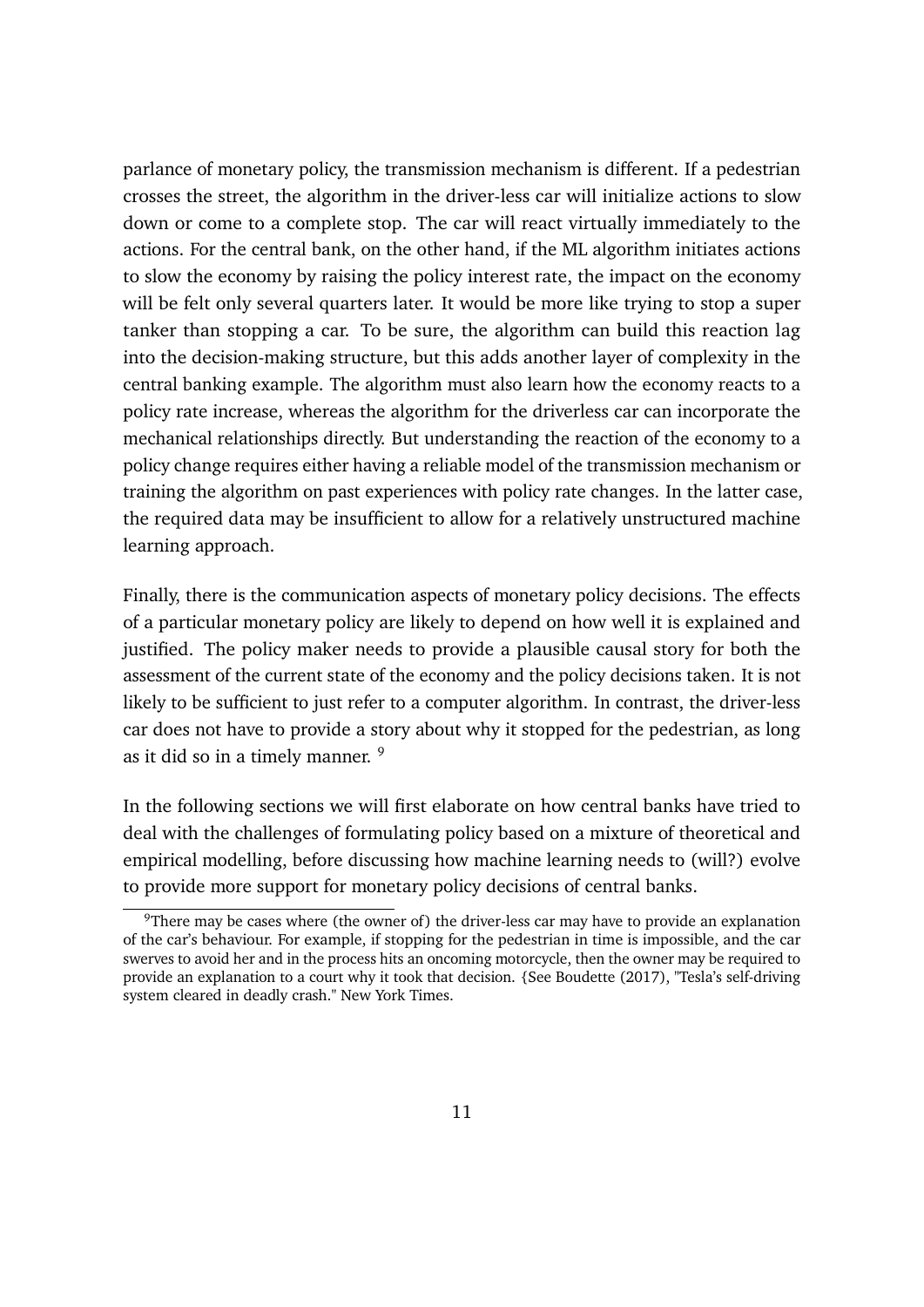parlance of monetary policy, the transmission mechanism is different. If a pedestrian crosses the street, the algorithm in the driver-less car will initialize actions to slow down or come to a complete stop. The car will react virtually immediately to the actions. For the central bank, on the other hand, if the ML algorithm initiates actions to slow the economy by raising the policy interest rate, the impact on the economy will be felt only several quarters later. It would be more like trying to stop a super tanker than stopping a car. To be sure, the algorithm can build this reaction lag into the decision-making structure, but this adds another layer of complexity in the central banking example. The algorithm must also learn how the economy reacts to a policy rate increase, whereas the algorithm for the driverless car can incorporate the mechanical relationships directly. But understanding the reaction of the economy to a policy change requires either having a reliable model of the transmission mechanism or training the algorithm on past experiences with policy rate changes. In the latter case, the required data may be insufficient to allow for a relatively unstructured machine learning approach.

Finally, there is the communication aspects of monetary policy decisions. The effects of a particular monetary policy are likely to depend on how well it is explained and justified. The policy maker needs to provide a plausible causal story for both the assessment of the current state of the economy and the policy decisions taken. It is not likely to be sufficient to just refer to a computer algorithm. In contrast, the driver-less car does not have to provide a story about why it stopped for the pedestrian, as long as it did so in a timely manner. [9]

In the following sections we will first elaborate on how central banks have tried to deal with the challenges of formulating policy based on a mixture of theoretical and empirical modelling, before discussing how machine learning needs to (will?) evolve to provide more support for monetary policy decisions of central banks.

[9]There may be cases where (the owner of) the driver-less car may have to provide an explanation of the car's behaviour. For example, if stopping for the pedestrian in time is impossible, and the car swerves to avoid her and in the process hits an oncoming motorcycle, then the owner may be required to provide an explanation to a court why it took that decision. {See Boudette (2017), "Tesla's self-driving system cleared in deadly crash." New York Times.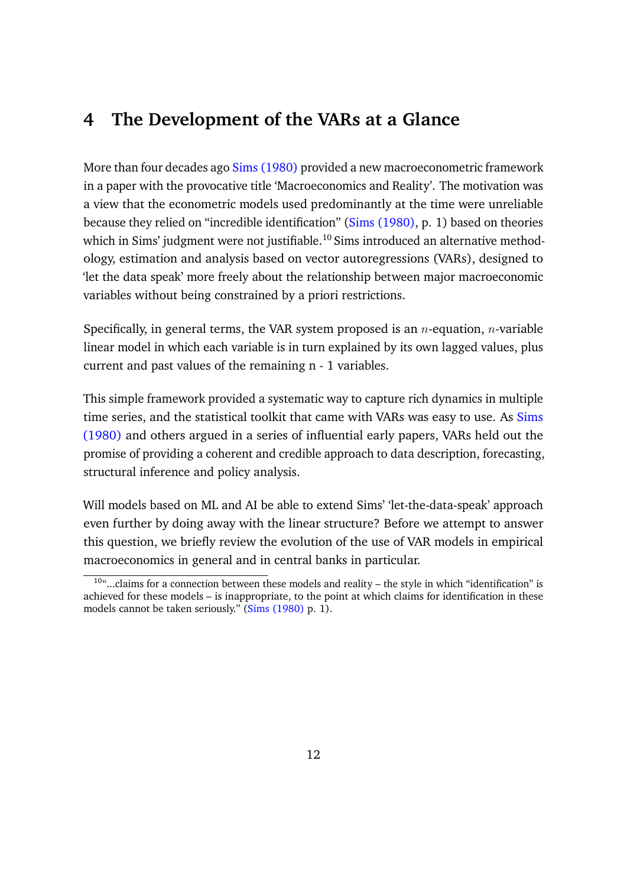## 4 The Development of the VARs at a Glance

More than four decades ago Sims (1980) provided a new macroeconometric framework in a paper with the provocative title 'Macroeconomics and Reality'. The motivation was a view that the econometric models used predominantly at the time were unreliable because they relied on "incredible identification" (Sims (1980), p. 1) based on theories which in Sims' judgment were not justifiable.[10] Sims introduced an alternative methodology, estimation and analysis based on vector autoregressions (VARs), designed to 'let the data speak' more freely about the relationship between major macroeconomic variables without being constrained by a priori restrictions.

Specifically, in general terms, the VAR system proposed is an $n$-equation, $n$-variable linear model in which each variable is in turn explained by its own lagged values, plus current and past values of the remaining n - 1 variables.

This simple framework provided a systematic way to capture rich dynamics in multiple time series, and the statistical toolkit that came with VARs was easy to use. As Sims (1980) and others argued in a series of influential early papers, VARs held out the promise of providing a coherent and credible approach to data description, forecasting, structural inference and policy analysis.

Will models based on ML and AI be able to extend Sims' 'let-the-data-speak' approach even further by doing away with the linear structure? Before we attempt to answer this question, we briefly review the evolution of the use of VAR models in empirical macroeconomics in general and in central banks in particular.

[10] "...claims for a connection between these models and reality – the style in which "identification" is achieved for these models – is inappropriate, to the point at which claims for identification in these models cannot be taken seriously." (Sims (1980) p. 1).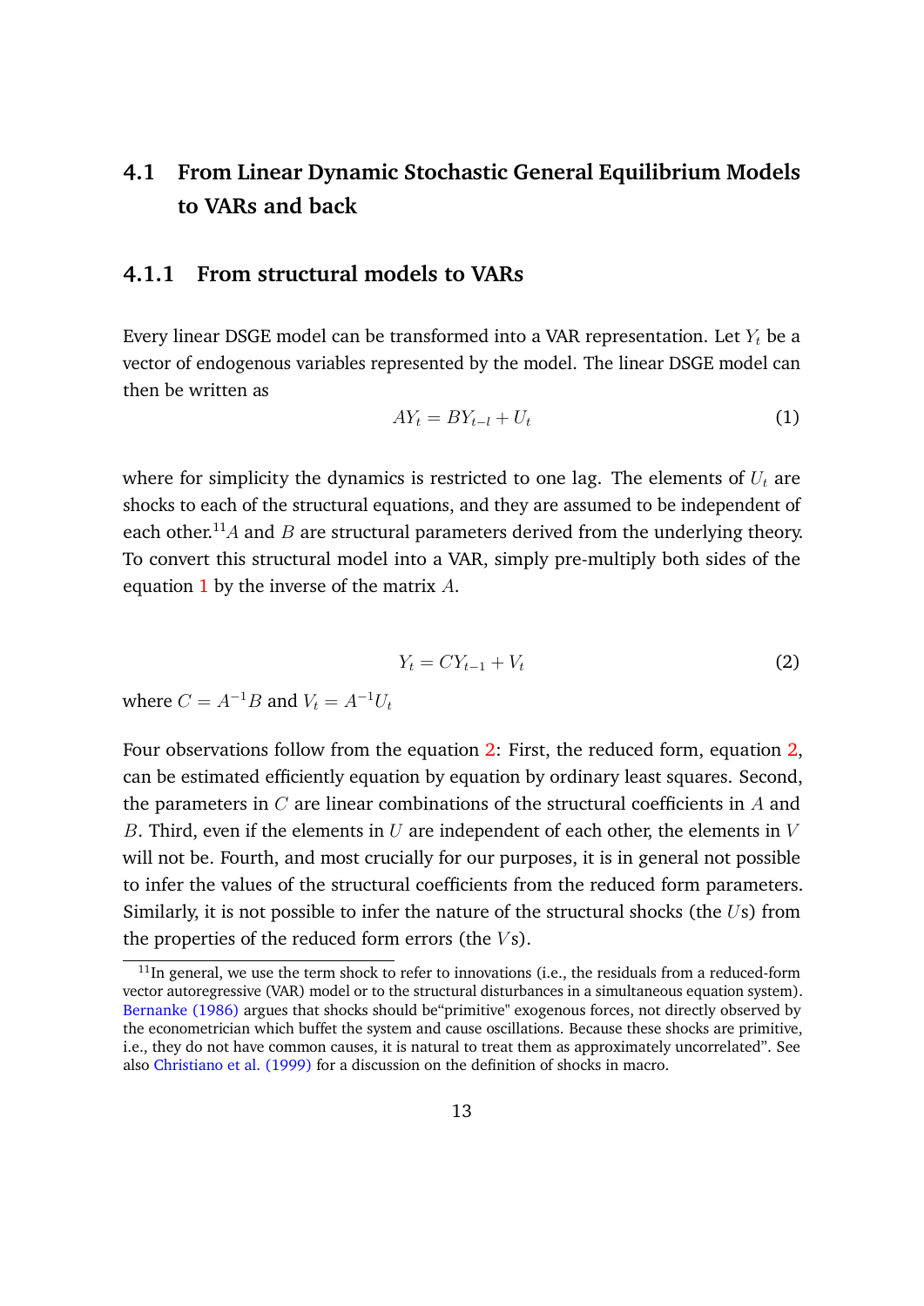## 4.1 From Linear Dynamic Stochastic General Equilibrium Models to VARs and back

### 4.1.1 From structural models to VARs

Every linear DSGE model can be transformed into a VAR representation. Let $Y_t$ be a vector of endogenous variables represented by the model. The linear DSGE model can then be written as

$$AY_t = BY_{t-l} + U_t \tag{1}$$

where for simplicity the dynamics is restricted to one lag. The elements of $U_t$ are shocks to each of the structural equations, and they are assumed to be independent of each other.[11] $A$ and $B$ are structural parameters derived from the underlying theory. To convert this structural model into a VAR, simply pre-multiply both sides of the equation 1 by the inverse of the matrix $A$.

$$Y_t = CY_{t-1} + V_t \tag{2}$$

where $C = A^{-1}B$ and $V_t = A^{-1}U_t$

Four observations follow from the equation 2: First, the reduced form, equation 2, can be estimated efficiently equation by equation by ordinary least squares. Second, the parameters in $C$ are linear combinations of the structural coefficients in $A$ and $B$. Third, even if the elements in $U$ are independent of each other, the elements in $V$ will not be. Fourth, and most crucially for our purposes, it is in general not possible to infer the values of the structural coefficients from the reduced form parameters. Similarly, it is not possible to infer the nature of the structural shocks (the $U$s) from the properties of the reduced form errors (the $V$s).

[11] In general, we use the term shock to refer to innovations (i.e., the residuals from a reduced-form vector autoregressive (VAR) model or to the structural disturbances in a simultaneous equation system). Bernanke (1986) argues that shocks should be"primitive" exogenous forces, not directly observed by the econometrician which buffet the system and cause oscillations. Because these shocks are primitive, i.e., they do not have common causes, it is natural to treat them as approximately uncorrelated". See also Christiano et al. (1999) for a discussion on the definition of shocks in macro.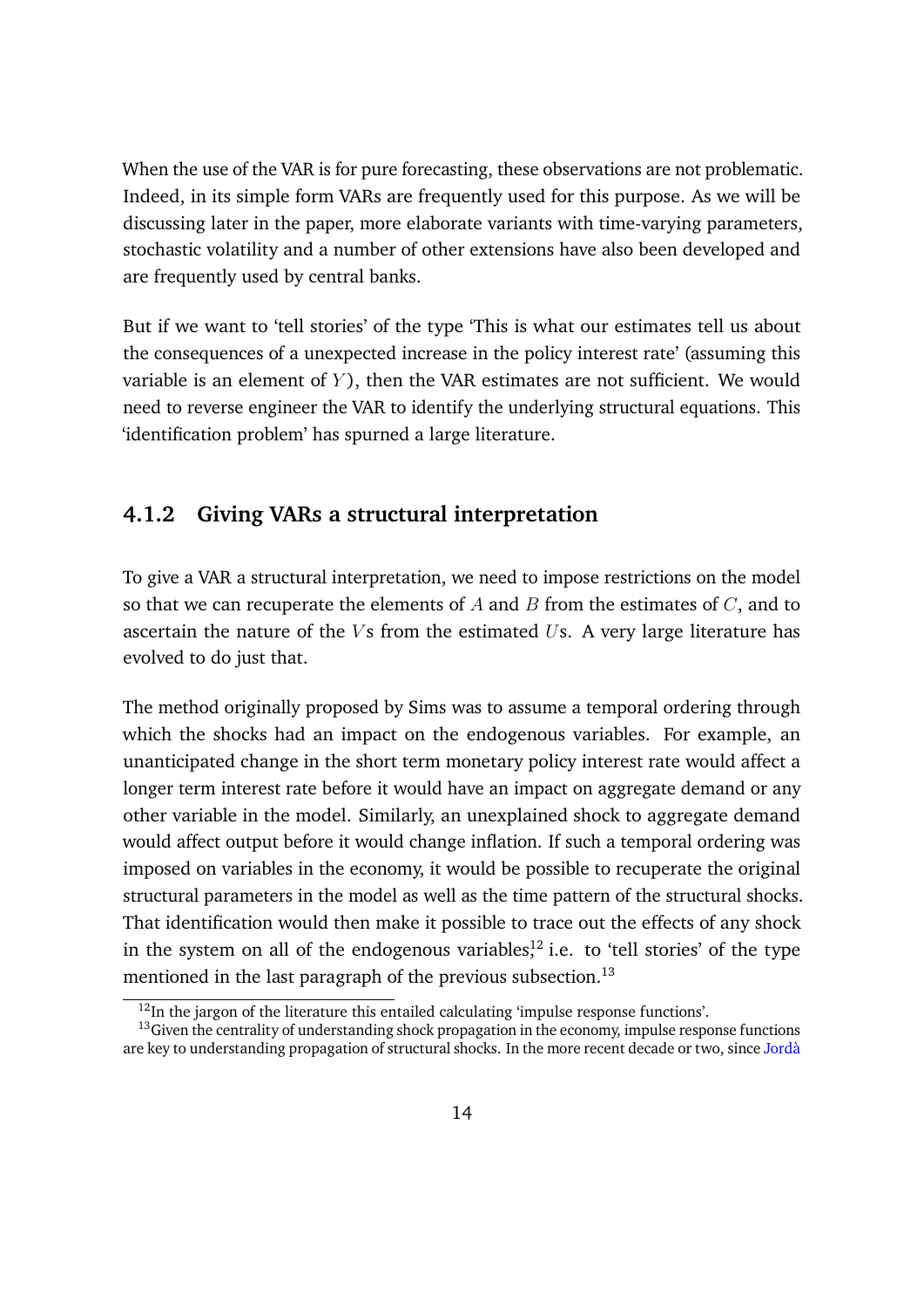When the use of the VAR is for pure forecasting, these observations are not problematic. Indeed, in its simple form VARs are frequently used for this purpose. As we will be discussing later in the paper, more elaborate variants with time-varying parameters, stochastic volatility and a number of other extensions have also been developed and are frequently used by central banks.

But if we want to 'tell stories' of the type 'This is what our estimates tell us about the consequences of a unexpected increase in the policy interest rate' (assuming this variable is an element of $Y$), then the VAR estimates are not sufficient. We would need to reverse engineer the VAR to identify the underlying structural equations. This 'identification problem' has spurned a large literature.

### 4.1.2 Giving VARs a structural interpretation

To give a VAR a structural interpretation, we need to impose restrictions on the model so that we can recuperate the elements of $A$ and $B$ from the estimates of $C$, and to ascertain the nature of the $V$s from the estimated $U$s. A very large literature has evolved to do just that.

The method originally proposed by Sims was to assume a temporal ordering through which the shocks had an impact on the endogenous variables. For example, an unanticipated change in the short term monetary policy interest rate would affect a longer term interest rate before it would have an impact on aggregate demand or any other variable in the model. Similarly, an unexplained shock to aggregate demand would affect output before it would change inflation. If such a temporal ordering was imposed on variables in the economy, it would be possible to recuperate the original structural parameters in the model as well as the time pattern of the structural shocks. That identification would then make it possible to trace out the effects of any shock in the system on all of the endogenous variables,[12] i.e. to 'tell stories' of the type mentioned in the last paragraph of the previous subsection.[13]

[12] In the jargon of the literature this entailed calculating 'impulse response functions'.

[13] Given the centrality of understanding shock propagation in the economy, impulse response functions are key to understanding propagation of structural shocks. In the more recent decade or two, since Jordà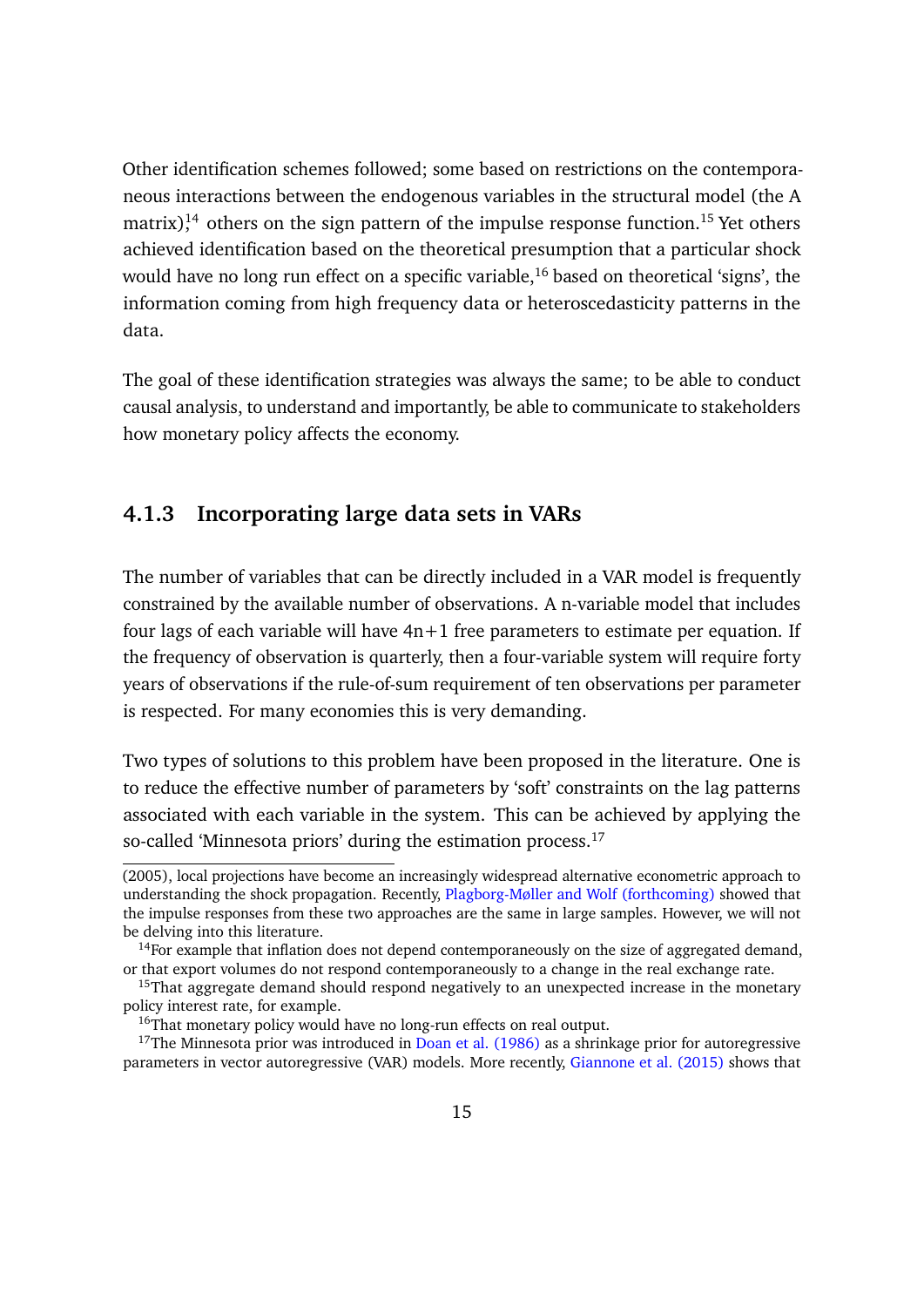Other identification schemes followed; some based on restrictions on the contemporaneous interactions between the endogenous variables in the structural model (the A matrix);[14] others on the sign pattern of the impulse response function.[15] Yet others achieved identification based on the theoretical presumption that a particular shock would have no long run effect on a specific variable,[16] based on theoretical 'signs', the information coming from high frequency data or heteroscedasticity patterns in the data.

The goal of these identification strategies was always the same; to be able to conduct causal analysis, to understand and importantly, be able to communicate to stakeholders how monetary policy affects the economy.

### 4.1.3 Incorporating large data sets in VARs

The number of variables that can be directly included in a VAR model is frequently constrained by the available number of observations. A n-variable model that includes four lags of each variable will have $4n+1$ free parameters to estimate per equation. If the frequency of observation is quarterly, then a four-variable system will require forty years of observations if the rule-of-sum requirement of ten observations per parameter is respected. For many economies this is very demanding.

Two types of solutions to this problem have been proposed in the literature. One is to reduce the effective number of parameters by 'soft' constraints on the lag patterns associated with each variable in the system. This can be achieved by applying the so-called 'Minnesota priors' during the estimation process.[17]

---

(2005), local projections have become an increasingly widespread alternative econometric approach to understanding the shock propagation. Recently, Plagborg-Møller and Wolf (forthcoming) showed that the impulse responses from these two approaches are the same in large samples. However, we will not be delving into this literature.

[14] For example that inflation does not depend contemporaneously on the size of aggregated demand, or that export volumes do not respond contemporaneously to a change in the real exchange rate.

[15] That aggregate demand should respond negatively to an unexpected increase in the monetary policy interest rate, for example.

[16] That monetary policy would have no long-run effects on real output.

[17] The Minnesota prior was introduced in Doan et al. (1986) as a shrinkage prior for autoregressive parameters in vector autoregressive (VAR) models. More recently, Giannone et al. (2015) shows that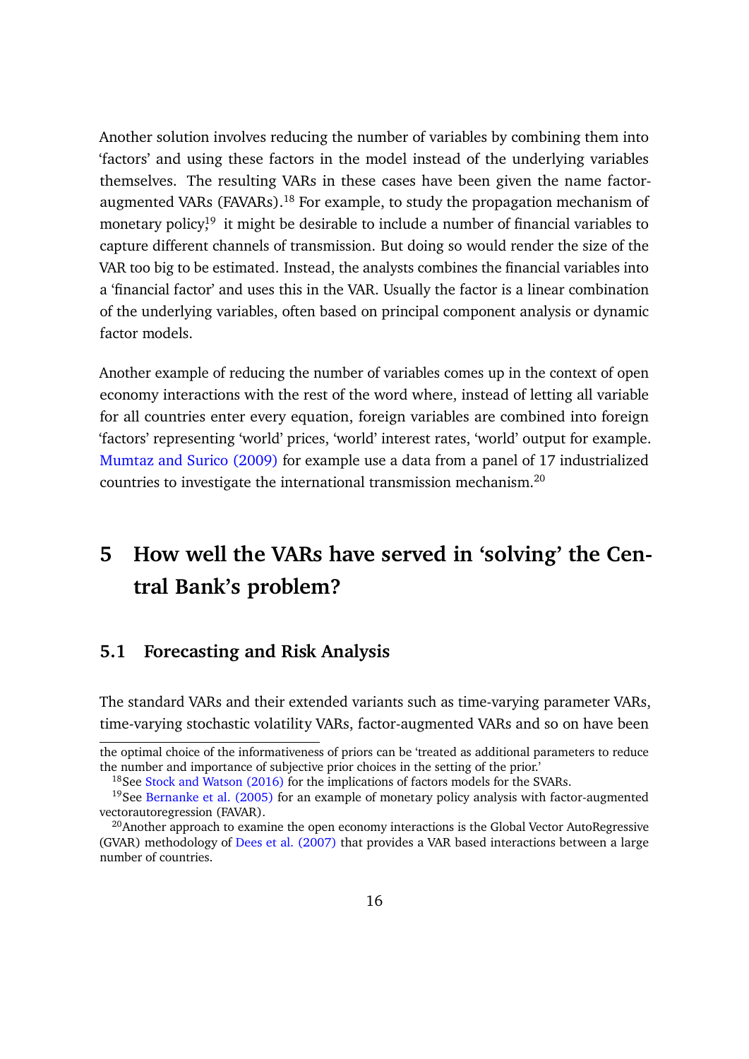Another solution involves reducing the number of variables by combining them into 'factors' and using these factors in the model instead of the underlying variables themselves. The resulting VARs in these cases have been given the name factor-augmented VARs (FAVARs).[18] For example, to study the propagation mechanism of monetary policy,[19] it might be desirable to include a number of financial variables to capture different channels of transmission. But doing so would render the size of the VAR too big to be estimated. Instead, the analysts combines the financial variables into a 'financial factor' and uses this in the VAR. Usually the factor is a linear combination of the underlying variables, often based on principal component analysis or dynamic factor models.

Another example of reducing the number of variables comes up in the context of open economy interactions with the rest of the word where, instead of letting all variable for all countries enter every equation, foreign variables are combined into foreign 'factors' representing 'world' prices, 'world' interest rates, 'world' output for example. Mumtaz and Surico (2009) for example use a data from a panel of 17 industrialized countries to investigate the international transmission mechanism.[20]

# 5 How well the VARs have served in 'solving' the Central Bank's problem?

## 5.1 Forecasting and Risk Analysis

The standard VARs and their extended variants such as time-varying parameter VARs, time-varying stochastic volatility VARs, factor-augmented VARs and so on have been

---

the optimal choice of the informativeness of priors can be 'treated as additional parameters to reduce the number and importance of subjective prior choices in the setting of the prior.'

[18] See Stock and Watson (2016) for the implications of factors models for the SVARs.

[19] See Bernanke et al. (2005) for an example of monetary policy analysis with factor-augmented vectorautoregression (FAVAR).

[20] Another approach to examine the open economy interactions is the Global Vector AutoRegressive (GVAR) methodology of Dees et al. (2007) that provides a VAR based interactions between a large number of countries.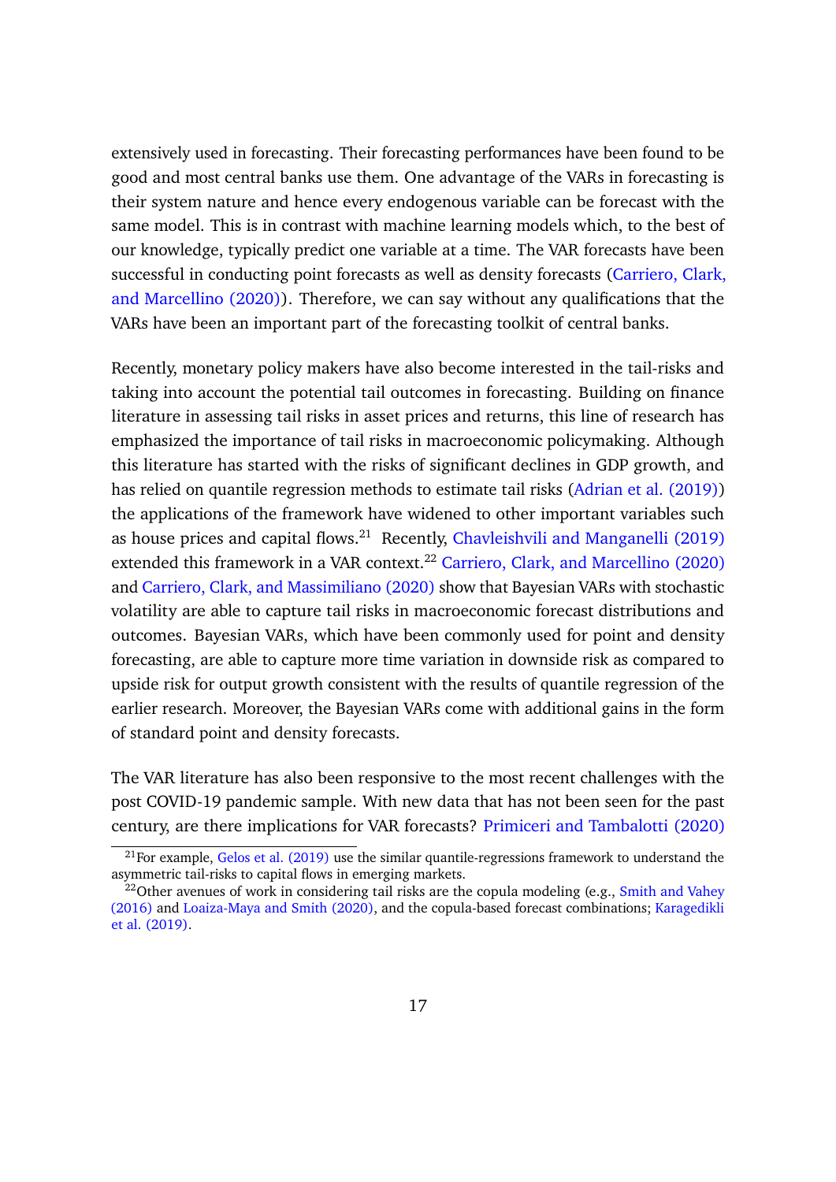extensively used in forecasting. Their forecasting performances have been found to be good and most central banks use them. One advantage of the VARs in forecasting is their system nature and hence every endogenous variable can be forecast with the same model. This is in contrast with machine learning models which, to the best of our knowledge, typically predict one variable at a time. The VAR forecasts have been successful in conducting point forecasts as well as density forecasts (Carriero, Clark, and Marcellino (2020)). Therefore, we can say without any qualifications that the VARs have been an important part of the forecasting toolkit of central banks.

Recently, monetary policy makers have also become interested in the tail-risks and taking into account the potential tail outcomes in forecasting. Building on finance literature in assessing tail risks in asset prices and returns, this line of research has emphasized the importance of tail risks in macroeconomic policymaking. Although this literature has started with the risks of significant declines in GDP growth, and has relied on quantile regression methods to estimate tail risks (Adrian et al. (2019)) the applications of the framework have widened to other important variables such as house prices and capital flows.[21] Recently, Chavleishvili and Manganelli (2019) extended this framework in a VAR context.[22] Carriero, Clark, and Marcellino (2020) and Carriero, Clark, and Massimiliano (2020) show that Bayesian VARs with stochastic volatility are able to capture tail risks in macroeconomic forecast distributions and outcomes. Bayesian VARs, which have been commonly used for point and density forecasting, are able to capture more time variation in downside risk as compared to upside risk for output growth consistent with the results of quantile regression of the earlier research. Moreover, the Bayesian VARs come with additional gains in the form of standard point and density forecasts.

The VAR literature has also been responsive to the most recent challenges with the post COVID-19 pandemic sample. With new data that has not been seen for the past century, are there implications for VAR forecasts? Primiceri and Tambalotti (2020)

[21]For example, Gelos et al. (2019) use the similar quantile-regressions framework to understand the asymmetric tail-risks to capital flows in emerging markets.

[22]Other avenues of work in considering tail risks are the copula modeling (e.g., Smith and Vahey (2016) and Loaiza-Maya and Smith (2020), and the copula-based forecast combinations; Karagedikli et al. (2019).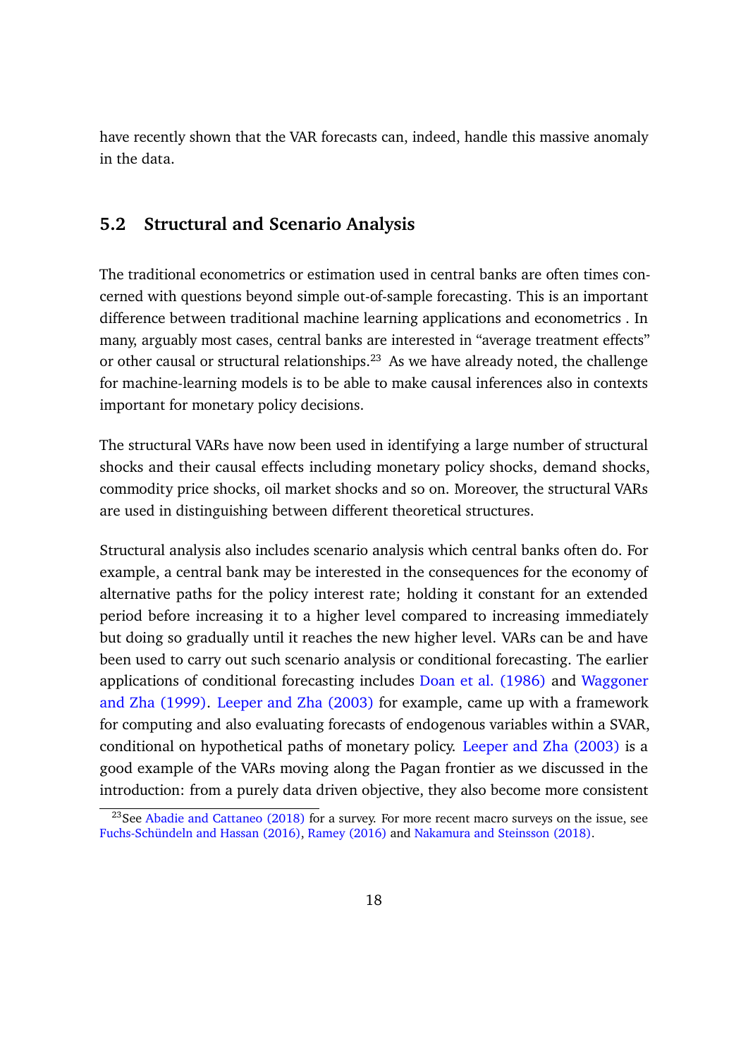have recently shown that the VAR forecasts can, indeed, handle this massive anomaly in the data.

## 5.2 Structural and Scenario Analysis

The traditional econometrics or estimation used in central banks are often times concerned with questions beyond simple out-of-sample forecasting. This is an important difference between traditional machine learning applications and econometrics . In many, arguably most cases, central banks are interested in "average treatment effects" or other causal or structural relationships.[23] As we have already noted, the challenge for machine-learning models is to be able to make causal inferences also in contexts important for monetary policy decisions.

The structural VARs have now been used in identifying a large number of structural shocks and their causal effects including monetary policy shocks, demand shocks, commodity price shocks, oil market shocks and so on. Moreover, the structural VARs are used in distinguishing between different theoretical structures.

Structural analysis also includes scenario analysis which central banks often do. For example, a central bank may be interested in the consequences for the economy of alternative paths for the policy interest rate; holding it constant for an extended period before increasing it to a higher level compared to increasing immediately but doing so gradually until it reaches the new higher level. VARs can be and have been used to carry out such scenario analysis or conditional forecasting. The earlier applications of conditional forecasting includes Doan et al. (1986) and Waggoner and Zha (1999). Leeper and Zha (2003) for example, came up with a framework for computing and also evaluating forecasts of endogenous variables within a SVAR, conditional on hypothetical paths of monetary policy. Leeper and Zha (2003) is a good example of the VARs moving along the Pagan frontier as we discussed in the introduction: from a purely data driven objective, they also become more consistent

[23] See Abadie and Cattaneo (2018) for a survey. For more recent macro surveys on the issue, see Fuchs-Schündeln and Hassan (2016), Ramey (2016) and Nakamura and Steinsson (2018).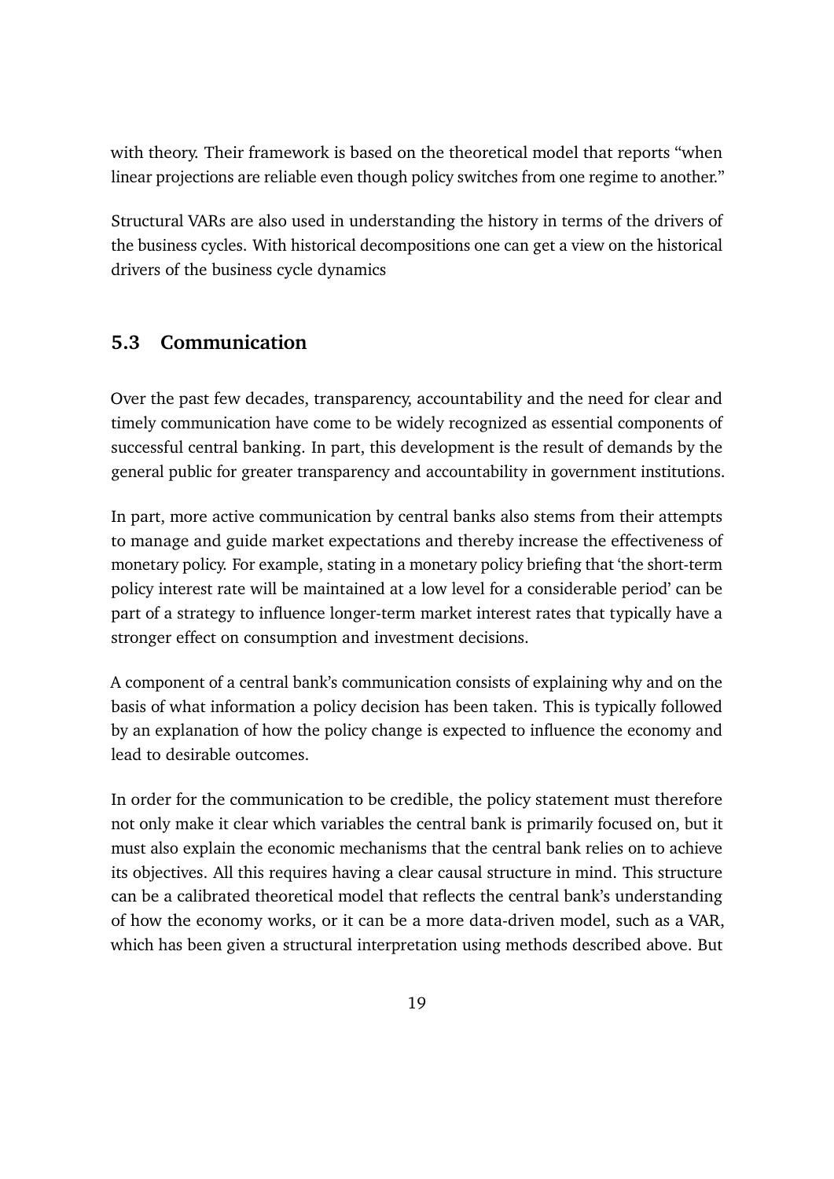with theory. Their framework is based on the theoretical model that reports "when linear projections are reliable even though policy switches from one regime to another."

Structural VARs are also used in understanding the history in terms of the drivers of the business cycles. With historical decompositions one can get a view on the historical drivers of the business cycle dynamics

### 5.3 Communication

Over the past few decades, transparency, accountability and the need for clear and timely communication have come to be widely recognized as essential components of successful central banking. In part, this development is the result of demands by the general public for greater transparency and accountability in government institutions.

In part, more active communication by central banks also stems from their attempts to manage and guide market expectations and thereby increase the effectiveness of monetary policy. For example, stating in a monetary policy briefing that 'the short-term policy interest rate will be maintained at a low level for a considerable period' can be part of a strategy to influence longer-term market interest rates that typically have a stronger effect on consumption and investment decisions.

A component of a central bank's communication consists of explaining why and on the basis of what information a policy decision has been taken. This is typically followed by an explanation of how the policy change is expected to influence the economy and lead to desirable outcomes.

In order for the communication to be credible, the policy statement must therefore not only make it clear which variables the central bank is primarily focused on, but it must also explain the economic mechanisms that the central bank relies on to achieve its objectives. All this requires having a clear causal structure in mind. This structure can be a calibrated theoretical model that reflects the central bank's understanding of how the economy works, or it can be a more data-driven model, such as a VAR, which has been given a structural interpretation using methods described above. But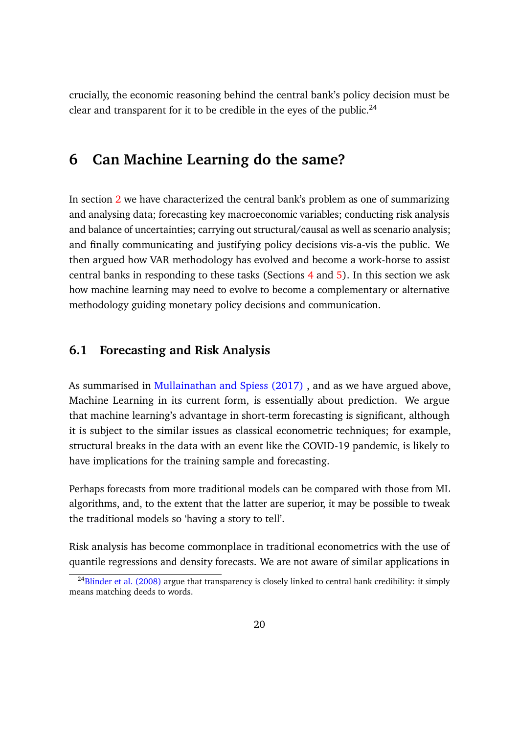crucially, the economic reasoning behind the central bank's policy decision must be clear and transparent for it to be credible in the eyes of the public.[24]

# 6 Can Machine Learning do the same?

In section 2 we have characterized the central bank's problem as one of summarizing and analysing data; forecasting key macroeconomic variables; conducting risk analysis and balance of uncertainties; carrying out structural/causal as well as scenario analysis; and finally communicating and justifying policy decisions vis-a-vis the public. We then argued how VAR methodology has evolved and become a work-horse to assist central banks in responding to these tasks (Sections 4 and 5). In this section we ask how machine learning may need to evolve to become a complementary or alternative methodology guiding monetary policy decisions and communication.

## 6.1 Forecasting and Risk Analysis

As summarised in Mullainathan and Spiess (2017) , and as we have argued above, Machine Learning in its current form, is essentially about prediction. We argue that machine learning's advantage in short-term forecasting is significant, although it is subject to the similar issues as classical econometric techniques; for example, structural breaks in the data with an event like the COVID-19 pandemic, is likely to have implications for the training sample and forecasting.

Perhaps forecasts from more traditional models can be compared with those from ML algorithms, and, to the extent that the latter are superior, it may be possible to tweak the traditional models so 'having a story to tell'.

Risk analysis has become commonplace in traditional econometrics with the use of quantile regressions and density forecasts. We are not aware of similar applications in

[24] Blinder et al. (2008) argue that transparency is closely linked to central bank credibility: it simply means matching deeds to words.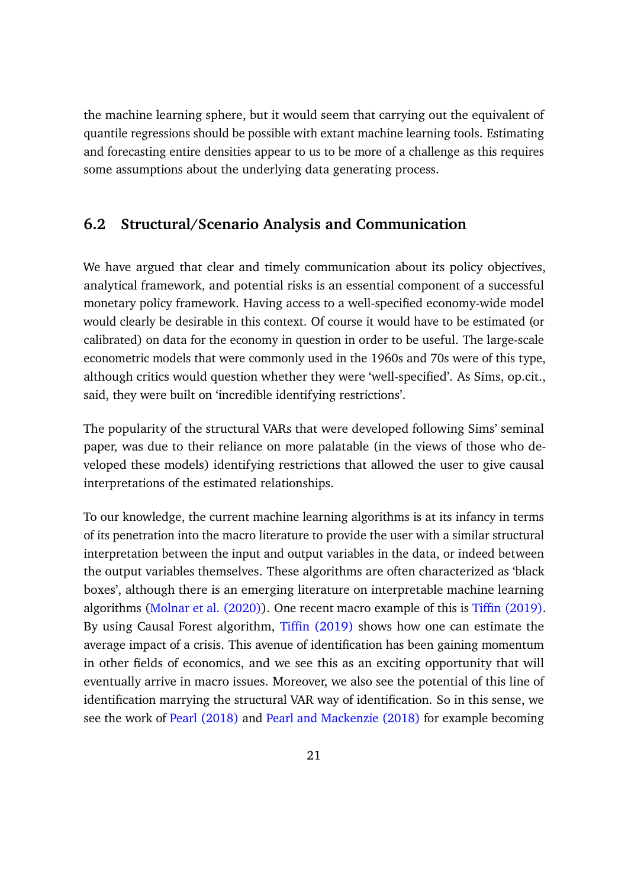the machine learning sphere, but it would seem that carrying out the equivalent of quantile regressions should be possible with extant machine learning tools. Estimating and forecasting entire densities appear to us to be more of a challenge as this requires some assumptions about the underlying data generating process.

### 6.2 Structural/Scenario Analysis and Communication

We have argued that clear and timely communication about its policy objectives, analytical framework, and potential risks is an essential component of a successful monetary policy framework. Having access to a well-specified economy-wide model would clearly be desirable in this context. Of course it would have to be estimated (or calibrated) on data for the economy in question in order to be useful. The large-scale econometric models that were commonly used in the 1960s and 70s were of this type, although critics would question whether they were 'well-specified'. As Sims, op.cit., said, they were built on 'incredible identifying restrictions'.

The popularity of the structural VARs that were developed following Sims' seminal paper, was due to their reliance on more palatable (in the views of those who developed these models) identifying restrictions that allowed the user to give causal interpretations of the estimated relationships.

To our knowledge, the current machine learning algorithms is at its infancy in terms of its penetration into the macro literature to provide the user with a similar structural interpretation between the input and output variables in the data, or indeed between the output variables themselves. These algorithms are often characterized as 'black boxes', although there is an emerging literature on interpretable machine learning algorithms (Molnar et al. (2020)). One recent macro example of this is Tiffin (2019). By using Causal Forest algorithm, Tiffin (2019) shows how one can estimate the average impact of a crisis. This avenue of identification has been gaining momentum in other fields of economics, and we see this as an exciting opportunity that will eventually arrive in macro issues. Moreover, we also see the potential of this line of identification marrying the structural VAR way of identification. So in this sense, we see the work of Pearl (2018) and Pearl and Mackenzie (2018) for example becoming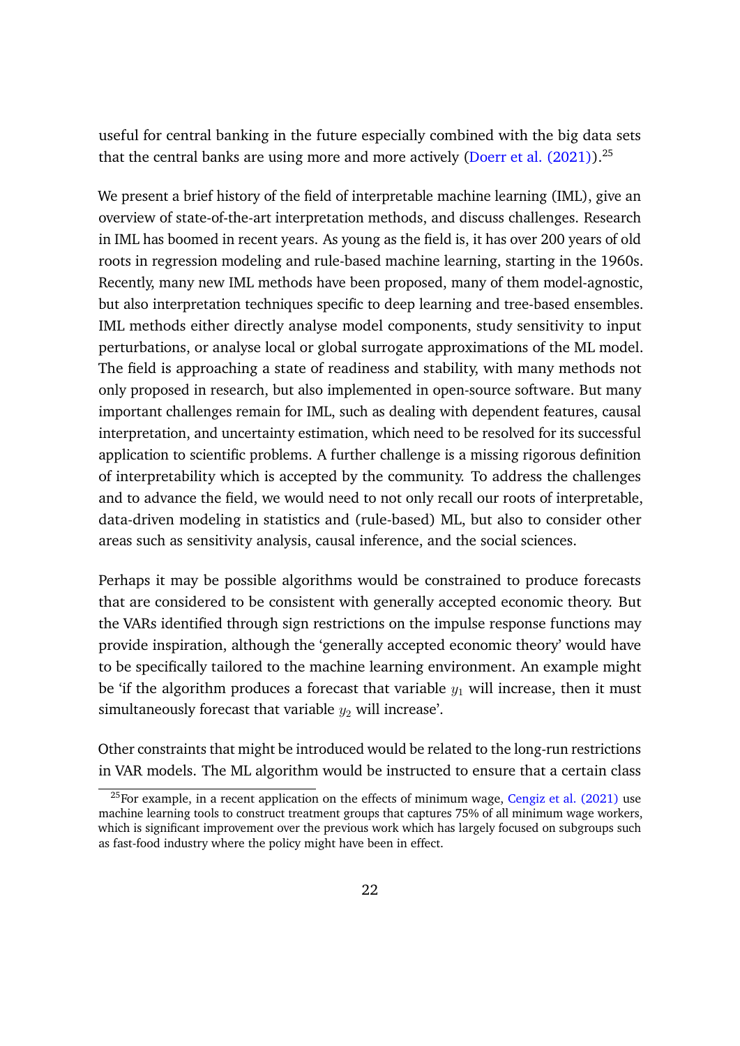useful for central banking in the future especially combined with the big data sets that the central banks are using more and more actively (Doerr et al. (2021)).[25]

We present a brief history of the field of interpretable machine learning (IML), give an overview of state-of-the-art interpretation methods, and discuss challenges. Research in IML has boomed in recent years. As young as the field is, it has over 200 years of old roots in regression modeling and rule-based machine learning, starting in the 1960s. Recently, many new IML methods have been proposed, many of them model-agnostic, but also interpretation techniques specific to deep learning and tree-based ensembles. IML methods either directly analyse model components, study sensitivity to input perturbations, or analyse local or global surrogate approximations of the ML model. The field is approaching a state of readiness and stability, with many methods not only proposed in research, but also implemented in open-source software. But many important challenges remain for IML, such as dealing with dependent features, causal interpretation, and uncertainty estimation, which need to be resolved for its successful application to scientific problems. A further challenge is a missing rigorous definition of interpretability which is accepted by the community. To address the challenges and to advance the field, we would need to not only recall our roots of interpretable, data-driven modeling in statistics and (rule-based) ML, but also to consider other areas such as sensitivity analysis, causal inference, and the social sciences.

Perhaps it may be possible algorithms would be constrained to produce forecasts that are considered to be consistent with generally accepted economic theory. But the VARs identified through sign restrictions on the impulse response functions may provide inspiration, although the 'generally accepted economic theory' would have to be specifically tailored to the machine learning environment. An example might be 'if the algorithm produces a forecast that variable $y_1$ will increase, then it must simultaneously forecast that variable $y_2$ will increase'.

Other constraints that might be introduced would be related to the long-run restrictions in VAR models. The ML algorithm would be instructed to ensure that a certain class

[25] For example, in a recent application on the effects of minimum wage, Cengiz et al. (2021) use machine learning tools to construct treatment groups that captures 75% of all minimum wage workers, which is significant improvement over the previous work which has largely focused on subgroups such as fast-food industry where the policy might have been in effect.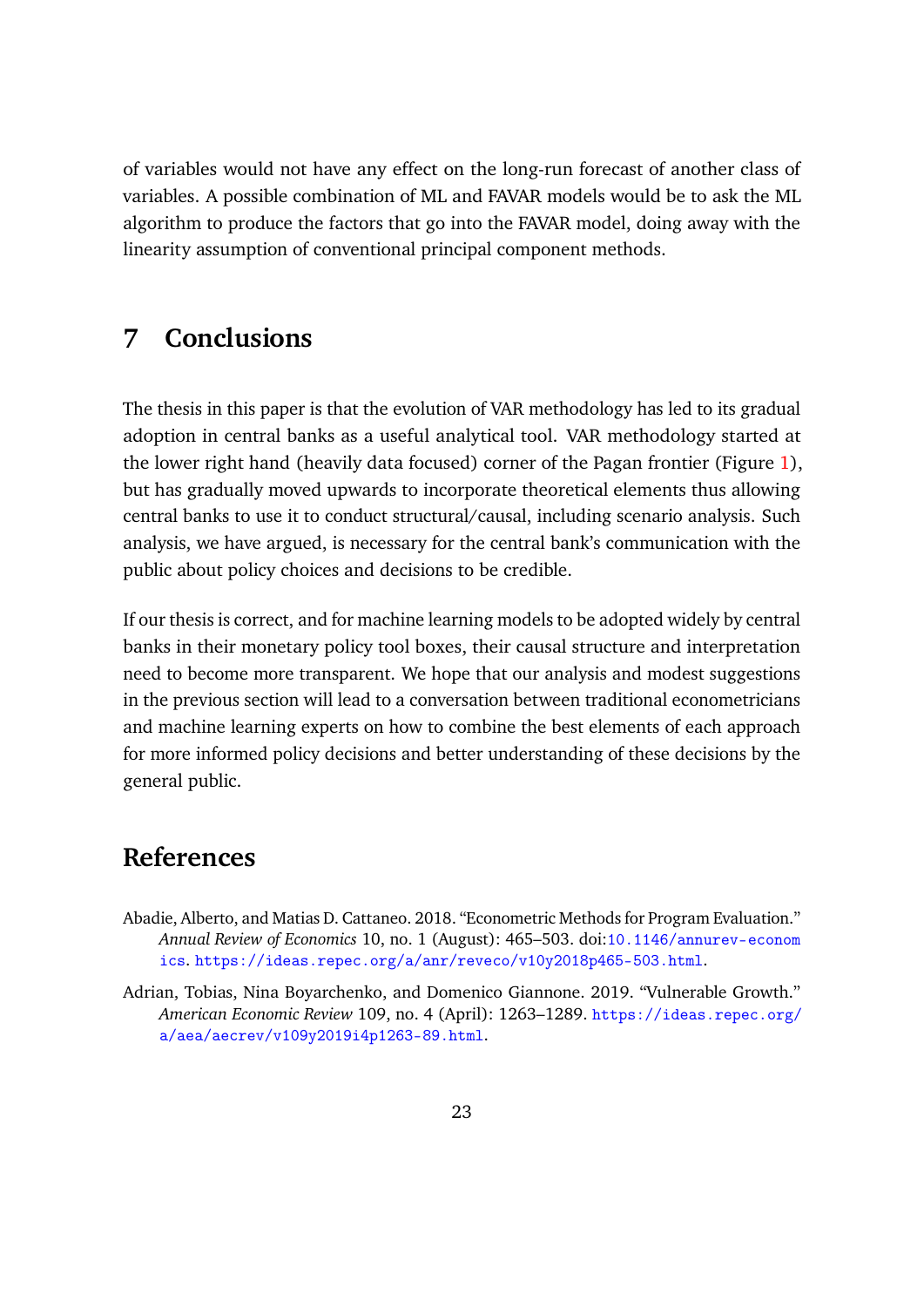of variables would not have any effect on the long-run forecast of another class of variables. A possible combination of ML and FAVAR models would be to ask the ML algorithm to produce the factors that go into the FAVAR model, doing away with the linearity assumption of conventional principal component methods.

## 7 Conclusions

The thesis in this paper is that the evolution of VAR methodology has led to its gradual adoption in central banks as a useful analytical tool. VAR methodology started at the lower right hand (heavily data focused) corner of the Pagan frontier (Figure 1), but has gradually moved upwards to incorporate theoretical elements thus allowing central banks to use it to conduct structural/causal, including scenario analysis. Such analysis, we have argued, is necessary for the central bank's communication with the public about policy choices and decisions to be credible.

If our thesis is correct, and for machine learning models to be adopted widely by central banks in their monetary policy tool boxes, their causal structure and interpretation need to become more transparent. We hope that our analysis and modest suggestions in the previous section will lead to a conversation between traditional econometricians and machine learning experts on how to combine the best elements of each approach for more informed policy decisions and better understanding of these decisions by the general public.

## References

Abadie, Alberto, and Matias D. Cattaneo. 2018. "Econometric Methods for Program Evaluation." *Annual Review of Economics* 10, no. 1 (August): 465–503. doi:10.1146/annurev-economics. https://ideas.repec.org/a/anr/reveco/v10y2018p465-503.html.

Adrian, Tobias, Nina Boyarchenko, and Domenico Giannone. 2019. "Vulnerable Growth." *American Economic Review* 109, no. 4 (April): 1263–1289. https://ideas.repec.org/a/aea/aecrev/v109y2019i4p1263-89.html.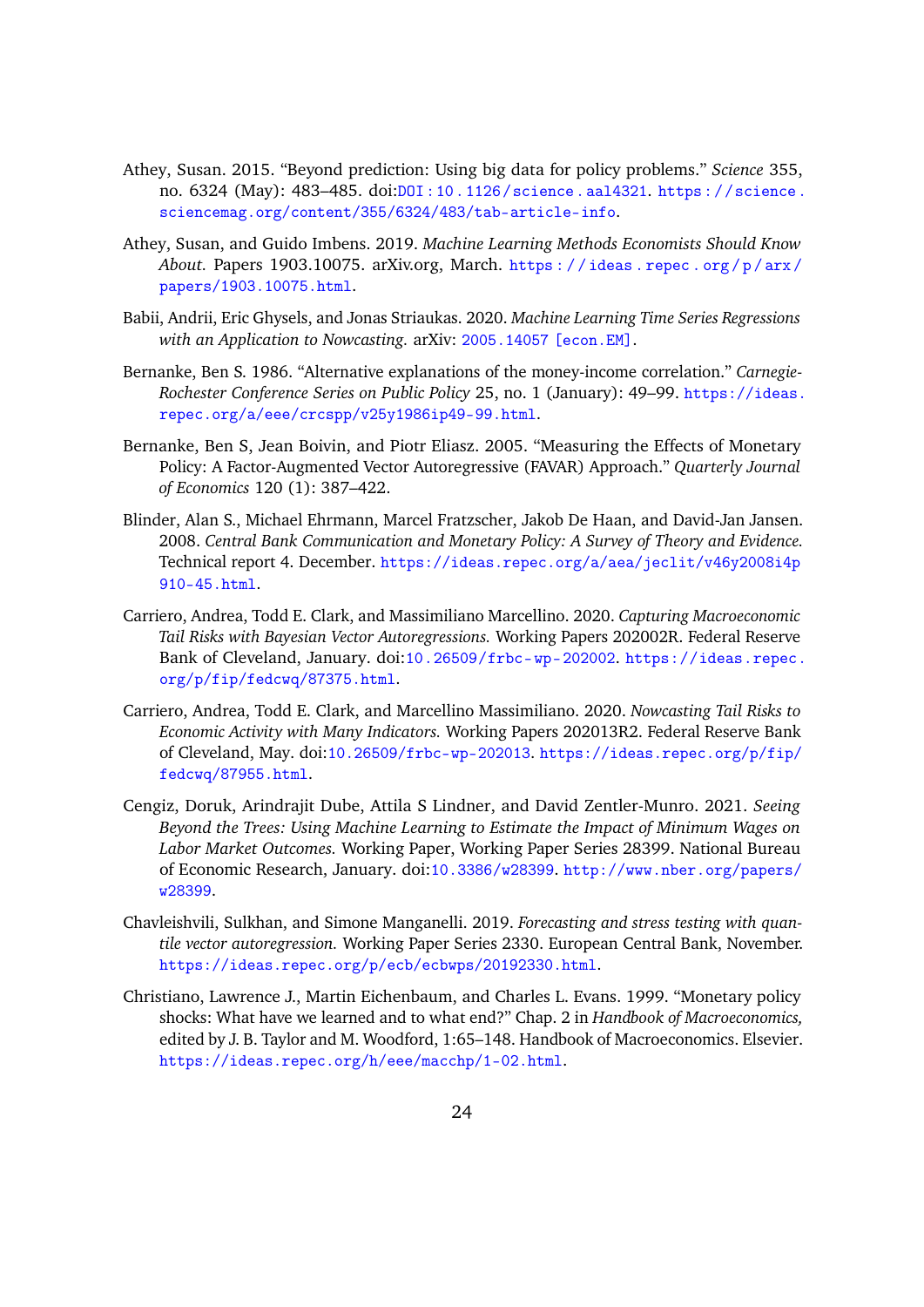Athey, Susan. 2015. "Beyond prediction: Using big data for policy problems." *Science* 355, no. 6324 (May): 483–485. doi:DOI:10.1126/science.aal4321. https://science.sciencemag.org/content/355/6324/483/tab-article-info.

Athey, Susan, and Guido Imbens. 2019. *Machine Learning Methods Economists Should Know About.* Papers 1903.10075. arXiv.org, March. https://ideas.repec.org/p/arx/papers/1903.10075.html.

Babii, Andrii, Eric Ghysels, and Jonas Striaukas. 2020. *Machine Learning Time Series Regressions with an Application to Nowcasting.* arXiv: 2005.14057 [econ.EM].

Bernanke, Ben S. 1986. "Alternative explanations of the money-income correlation." *Carnegie-Rochester Conference Series on Public Policy* 25, no. 1 (January): 49–99. https://ideas.repec.org/a/eee/crcspp/v25y1986ip49-99.html.

Bernanke, Ben S, Jean Boivin, and Piotr Eliasz. 2005. "Measuring the Effects of Monetary Policy: A Factor-Augmented Vector Autoregressive (FAVAR) Approach." *Quarterly Journal of Economics* 120 (1): 387–422.

Blinder, Alan S., Michael Ehrmann, Marcel Fratzscher, Jakob De Haan, and David-Jan Jansen. 2008. *Central Bank Communication and Monetary Policy: A Survey of Theory and Evidence.* Technical report 4. December. https://ideas.repec.org/a/aea/jeclit/v46y2008i4p910-45.html.

Carriero, Andrea, Todd E. Clark, and Massimiliano Marcellino. 2020. *Capturing Macroeconomic Tail Risks with Bayesian Vector Autoregressions.* Working Papers 202002R. Federal Reserve Bank of Cleveland, January. doi:10.26509/frbc-wp-202002. https://ideas.repec.org/p/fip/fedcwq/87375.html.

Carriero, Andrea, Todd E. Clark, and Marcellino Massimiliano. 2020. *Nowcasting Tail Risks to Economic Activity with Many Indicators.* Working Papers 202013R2. Federal Reserve Bank of Cleveland, May. doi:10.26509/frbc-wp-202013. https://ideas.repec.org/p/fip/fedcwq/87955.html.

Cengiz, Doruk, Arindrajit Dube, Attila S Lindner, and David Zentler-Munro. 2021. *Seeing Beyond the Trees: Using Machine Learning to Estimate the Impact of Minimum Wages on Labor Market Outcomes.* Working Paper, Working Paper Series 28399. National Bureau of Economic Research, January. doi:10.3386/w28399. http://www.nber.org/papers/w28399.

Chavleishvili, Sulkhan, and Simone Manganelli. 2019. *Forecasting and stress testing with quantile vector autoregression.* Working Paper Series 2330. European Central Bank, November. https://ideas.repec.org/p/ecb/ecbwps/20192330.html.

Christiano, Lawrence J., Martin Eichenbaum, and Charles L. Evans. 1999. "Monetary policy shocks: What have we learned and to what end?" Chap. 2 in *Handbook of Macroeconomics,* edited by J. B. Taylor and M. Woodford, 1:65–148. Handbook of Macroeconomics. Elsevier. https://ideas.repec.org/h/eee/macchp/1-02.html.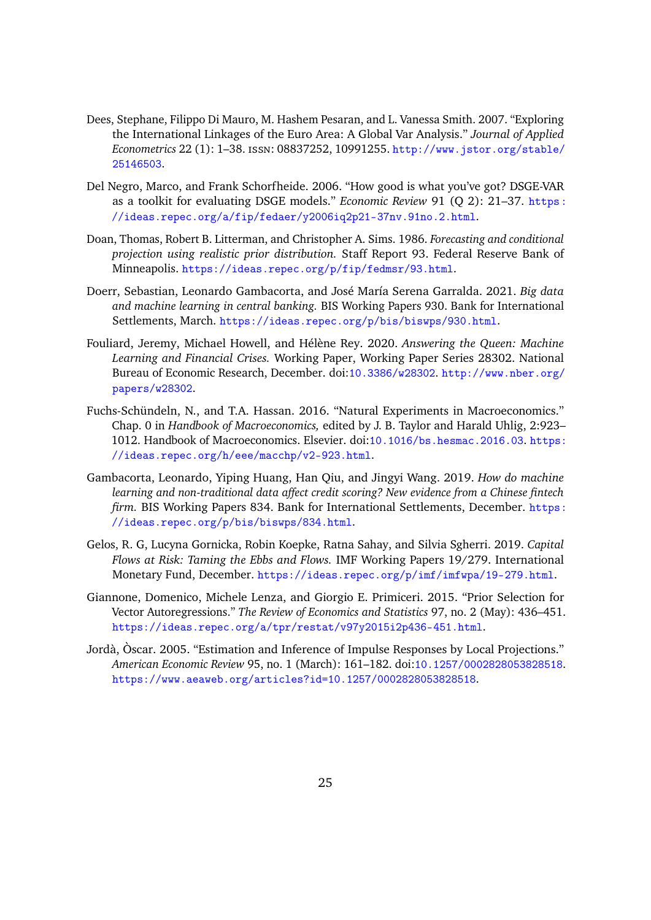Dees, Stephane, Filippo Di Mauro, M. Hashem Pesaran, and L. Vanessa Smith. 2007. "Exploring the International Linkages of the Euro Area: A Global Var Analysis." *Journal of Applied Econometrics* 22 (1): 1–38. ISSN: 08837252, 10991255. http://www.jstor.org/stable/25146503.

Del Negro, Marco, and Frank Schorfheide. 2006. "How good is what you've got? DSGE-VAR as a toolkit for evaluating DSGE models." *Economic Review* 91 (Q 2): 21–37. https://ideas.repec.org/a/fip/fedaer/y2006iq2p21-37nv.91no.2.html.

Doan, Thomas, Robert B. Litterman, and Christopher A. Sims. 1986. *Forecasting and conditional projection using realistic prior distribution.* Staff Report 93. Federal Reserve Bank of Minneapolis. https://ideas.repec.org/p/fip/fedmsr/93.html.

Doerr, Sebastian, Leonardo Gambacorta, and José María Serena Garralda. 2021. *Big data and machine learning in central banking.* BIS Working Papers 930. Bank for International Settlements, March. https://ideas.repec.org/p/bis/biswps/930.html.

Fouliard, Jeremy, Michael Howell, and Hélène Rey. 2020. *Answering the Queen: Machine Learning and Financial Crises.* Working Paper, Working Paper Series 28302. National Bureau of Economic Research, December. doi:10.3386/w28302. http://www.nber.org/papers/w28302.

Fuchs-Schündeln, N., and T.A. Hassan. 2016. "Natural Experiments in Macroeconomics." Chap. 0 in *Handbook of Macroeconomics,* edited by J. B. Taylor and Harald Uhlig, 2:923–1012. Handbook of Macroeconomics. Elsevier. doi:10.1016/bs.hesmac.2016.03. https://ideas.repec.org/h/eee/macchp/v2-923.html.

Gambacorta, Leonardo, Yiping Huang, Han Qiu, and Jingyi Wang. 2019. *How do machine learning and non-traditional data affect credit scoring? New evidence from a Chinese fintech firm.* BIS Working Papers 834. Bank for International Settlements, December. https://ideas.repec.org/p/bis/biswps/834.html.

Gelos, R. G, Lucyna Gornicka, Robin Koepke, Ratna Sahay, and Silvia Sgherri. 2019. *Capital Flows at Risk: Taming the Ebbs and Flows.* IMF Working Papers 19/279. International Monetary Fund, December. https://ideas.repec.org/p/imf/imfwpa/19-279.html.

Giannone, Domenico, Michele Lenza, and Giorgio E. Primiceri. 2015. "Prior Selection for Vector Autoregressions." *The Review of Economics and Statistics* 97, no. 2 (May): 436–451. https://ideas.repec.org/a/tpr/restat/v97y2015i2p436-451.html.

Jordà, Òscar. 2005. "Estimation and Inference of Impulse Responses by Local Projections." *American Economic Review* 95, no. 1 (March): 161–182. doi:10.1257/0002828053828518. https://www.aeaweb.org/articles?id=10.1257/0002828053828518.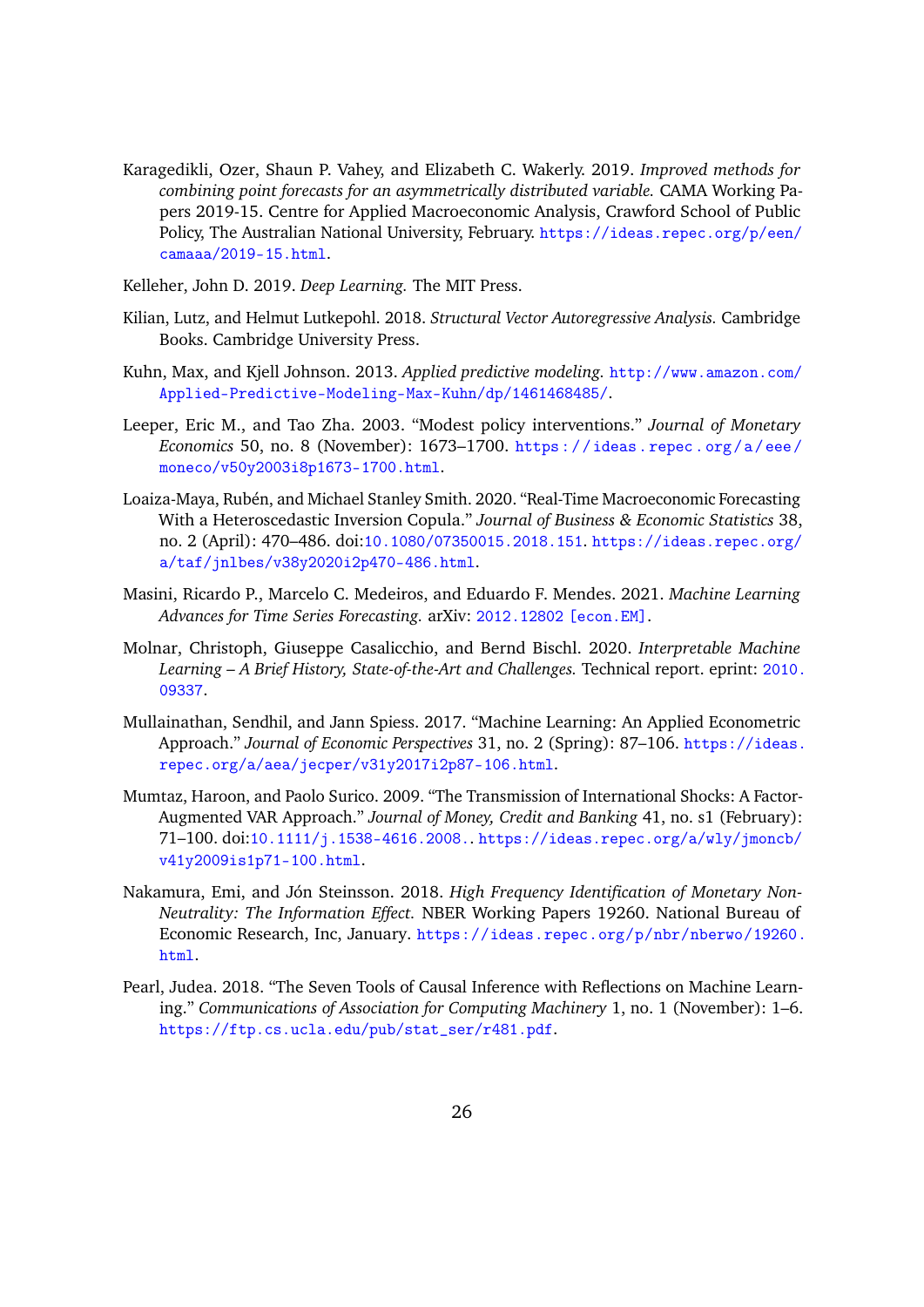Karagedikli, Ozer, Shaun P. Vahey, and Elizabeth C. Wakerly. 2019. *Improved methods for combining point forecasts for an asymmetrically distributed variable.* CAMA Working Papers 2019-15. Centre for Applied Macroeconomic Analysis, Crawford School of Public Policy, The Australian National University, February. https://ideas.repec.org/p/een/camaaa/2019-15.html.

Kelleher, John D. 2019. *Deep Learning.* The MIT Press.

Kilian, Lutz, and Helmut Lutkepohl. 2018. *Structural Vector Autoregressive Analysis.* Cambridge Books. Cambridge University Press.

Kuhn, Max, and Kjell Johnson. 2013. *Applied predictive modeling.* http://www.amazon.com/Applied-Predictive-Modeling-Max-Kuhn/dp/1461468485/.

Leeper, Eric M., and Tao Zha. 2003. "Modest policy interventions." *Journal of Monetary Economics* 50, no. 8 (November): 1673–1700. https://ideas.repec.org/a/eee/moneco/v50y2003i8p1673-1700.html.

Loaiza-Maya, Rubén, and Michael Stanley Smith. 2020. "Real-Time Macroeconomic Forecasting With a Heteroscedastic Inversion Copula." *Journal of Business & Economic Statistics* 38, no. 2 (April): 470–486. doi:10.1080/07350015.2018.151. https://ideas.repec.org/a/taf/jnlbes/v38y2020i2p470-486.html.

Masini, Ricardo P., Marcelo C. Medeiros, and Eduardo F. Mendes. 2021. *Machine Learning Advances for Time Series Forecasting.* arXiv: 2012.12802 [econ.EM].

Molnar, Christoph, Giuseppe Casalicchio, and Bernd Bischl. 2020. *Interpretable Machine Learning – A Brief History, State-of-the-Art and Challenges.* Technical report. eprint: 2010.09337.

Mullainathan, Sendhil, and Jann Spiess. 2017. "Machine Learning: An Applied Econometric Approach." *Journal of Economic Perspectives* 31, no. 2 (Spring): 87–106. https://ideas.repec.org/a/aea/jecper/v31y2017i2p87-106.html.

Mumtaz, Haroon, and Paolo Surico. 2009. "The Transmission of International Shocks: A Factor-Augmented VAR Approach." *Journal of Money, Credit and Banking* 41, no. s1 (February): 71–100. doi:10.1111/j.1538-4616.2008.. https://ideas.repec.org/a/wly/jmoncb/v41y2009is1p71-100.html.

Nakamura, Emi, and Jón Steinsson. 2018. *High Frequency Identification of Monetary Non-Neutrality: The Information Effect.* NBER Working Papers 19260. National Bureau of Economic Research, Inc, January. https://ideas.repec.org/p/nbr/nberwo/19260.html.

Pearl, Judea. 2018. "The Seven Tools of Causal Inference with Reflections on Machine Learning." *Communications of Association for Computing Machinery* 1, no. 1 (November): 1–6. https://ftp.cs.ucla.edu/pub/stat_ser/r481.pdf.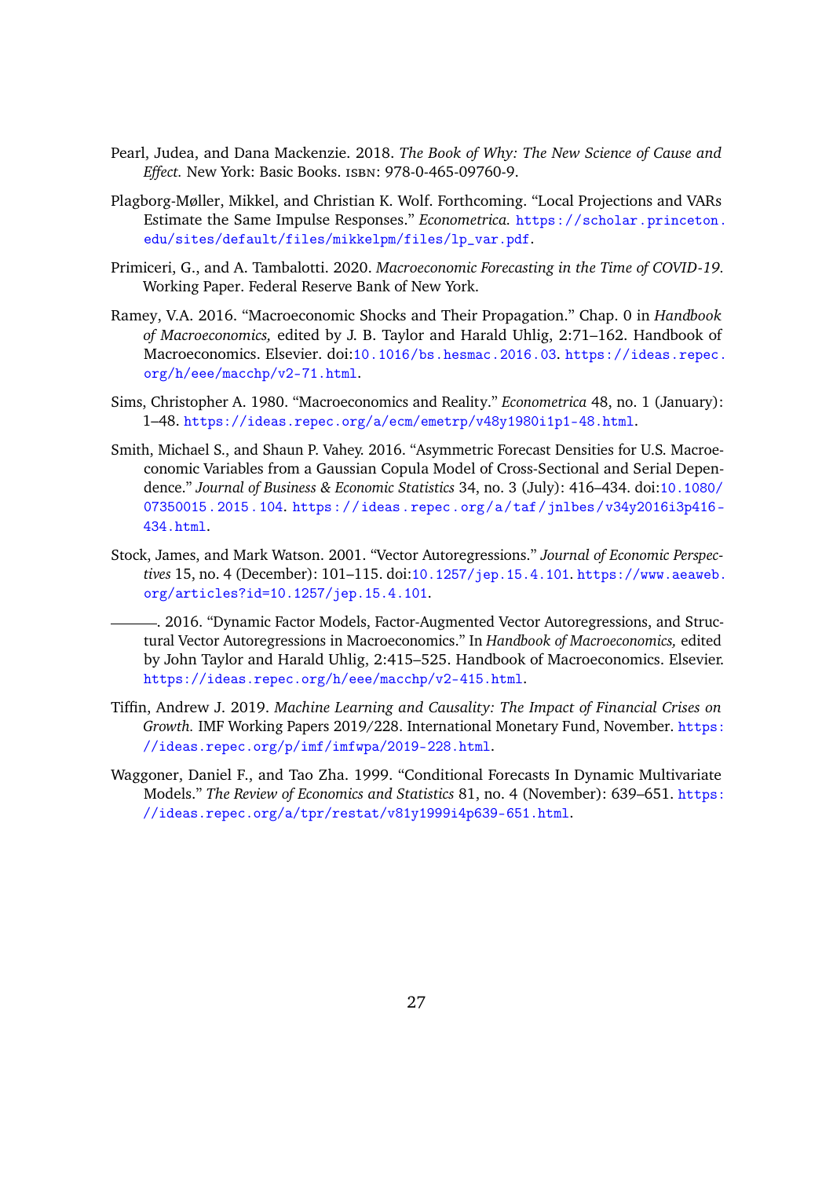Pearl, Judea, and Dana Mackenzie. 2018. *The Book of Why: The New Science of Cause and Effect.* New York: Basic Books. ISBN: 978-0-465-09760-9.

Plagborg-Møller, Mikkel, and Christian K. Wolf. Forthcoming. "Local Projections and VARs Estimate the Same Impulse Responses." *Econometrica.* https://scholar.princeton.edu/sites/default/files/mikkelpm/files/lp_var.pdf.

Primiceri, G., and A. Tambalotti. 2020. *Macroeconomic Forecasting in the Time of COVID-19.* Working Paper. Federal Reserve Bank of New York.

Ramey, V.A. 2016. "Macroeconomic Shocks and Their Propagation." Chap. 0 in *Handbook of Macroeconomics,* edited by J. B. Taylor and Harald Uhlig, 2:71–162. Handbook of Macroeconomics. Elsevier. doi:10.1016/bs.hesmac.2016.03. https://ideas.repec.org/h/eee/macchp/v2-71.html.

Sims, Christopher A. 1980. "Macroeconomics and Reality." *Econometrica* 48, no. 1 (January): 1–48. https://ideas.repec.org/a/ecm/emetrp/v48y1980i1p1-48.html.

Smith, Michael S., and Shaun P. Vahey. 2016. "Asymmetric Forecast Densities for U.S. Macroeconomic Variables from a Gaussian Copula Model of Cross-Sectional and Serial Dependence." *Journal of Business & Economic Statistics* 34, no. 3 (July): 416–434. doi:10.1080/07350015.2015.104. https://ideas.repec.org/a/taf/jnlbes/v34y2016i3p416-434.html.

Stock, James, and Mark Watson. 2001. "Vector Autoregressions." *Journal of Economic Perspectives* 15, no. 4 (December): 101–115. doi:10.1257/jep.15.4.101. https://www.aeaweb.org/articles?id=10.1257/jep.15.4.101.

———. 2016. "Dynamic Factor Models, Factor-Augmented Vector Autoregressions, and Structural Vector Autoregressions in Macroeconomics." In *Handbook of Macroeconomics,* edited by John Taylor and Harald Uhlig, 2:415–525. Handbook of Macroeconomics. Elsevier. https://ideas.repec.org/h/eee/macchp/v2-415.html.

Tiffin, Andrew J. 2019. *Machine Learning and Causality: The Impact of Financial Crises on Growth.* IMF Working Papers 2019/228. International Monetary Fund, November. https://ideas.repec.org/p/imf/imfwpa/2019-228.html.

Waggoner, Daniel F., and Tao Zha. 1999. "Conditional Forecasts In Dynamic Multivariate Models." *The Review of Economics and Statistics* 81, no. 4 (November): 639–651. https://ideas.repec.org/a/tpr/restat/v81y1999i4p639-651.html.